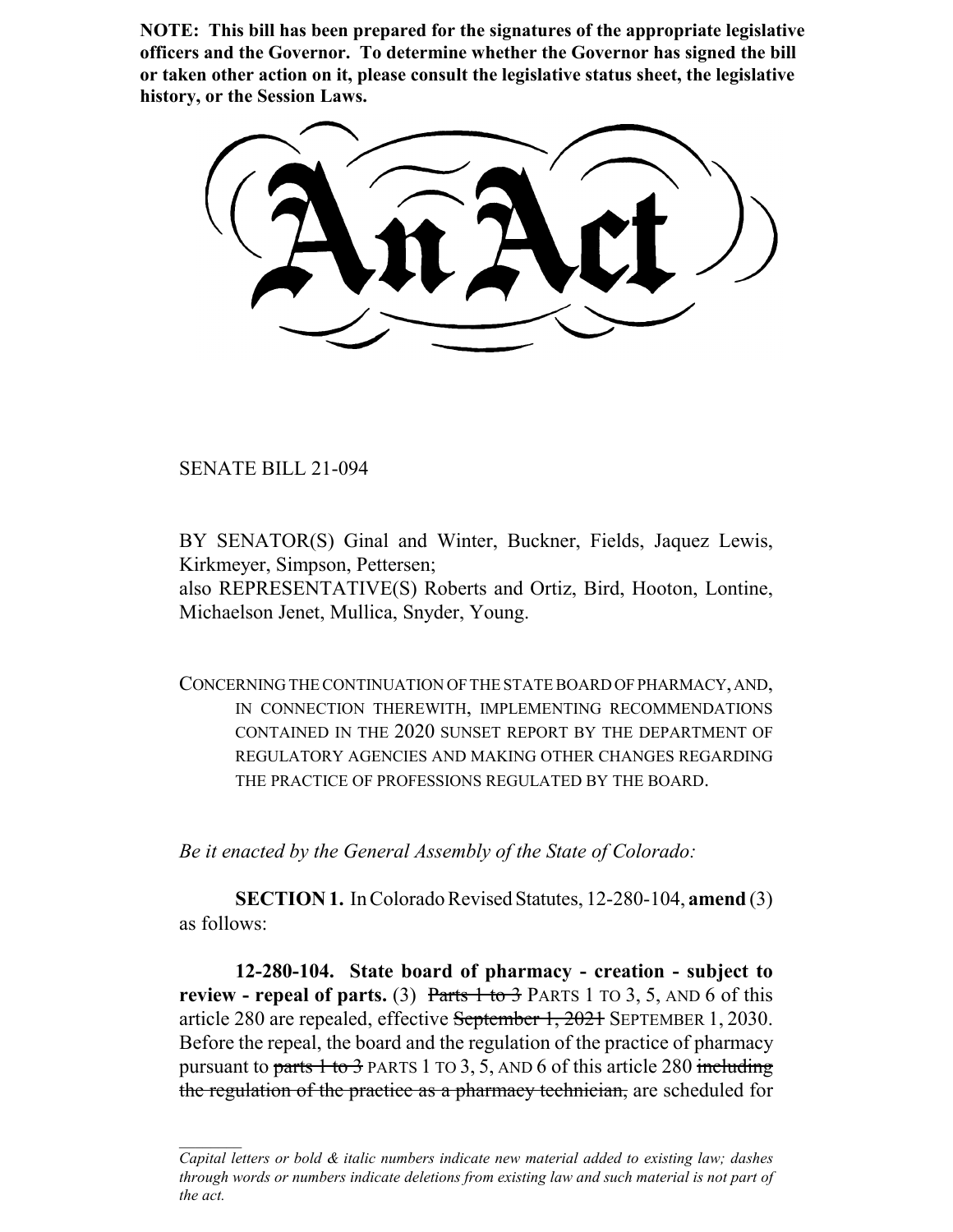**NOTE: This bill has been prepared for the signatures of the appropriate legislative officers and the Governor. To determine whether the Governor has signed the bill or taken other action on it, please consult the legislative status sheet, the legislative history, or the Session Laws.**

# An Act

SENATE BILL 21-094

BY SENATOR(S) Ginal and Winter, Buckner, Fields, Jaquez Lewis, Kirkmeyer, Simpson, Pettersen;
also REPRESENTATIVE(S) Roberts and Ortiz, Bird, Hooton, Lontine, Michaelson Jenet, Mullica, Snyder, Young.

CONCERNING THE CONTINUATION OF THE STATE BOARD OF PHARMACY, AND, IN CONNECTION THEREWITH, IMPLEMENTING RECOMMENDATIONS CONTAINED IN THE 2020 SUNSET REPORT BY THE DEPARTMENT OF REGULATORY AGENCIES AND MAKING OTHER CHANGES REGARDING THE PRACTICE OF PROFESSIONS REGULATED BY THE BOARD.

*Be it enacted by the General Assembly of the State of Colorado:*

**SECTION 1.** In Colorado Revised Statutes, 12-280-104, **amend** (3) as follows:

**12-280-104. State board of pharmacy - creation - subject to review - repeal of parts.** (3) ~~Parts 1 to 3~~ PARTS 1 TO 3, 5, AND 6 of this article 280 are repealed, effective ~~September 1, 2021~~ SEPTEMBER 1, 2030. Before the repeal, the board and the regulation of the practice of pharmacy pursuant to ~~parts 1 to 3~~ PARTS 1 TO 3, 5, AND 6 of this article 280 ~~including the regulation of the practice as a pharmacy technician,~~ are scheduled for

*Capital letters or bold & italic numbers indicate new material added to existing law; dashes through words or numbers indicate deletions from existing law and such material is not part of the act.*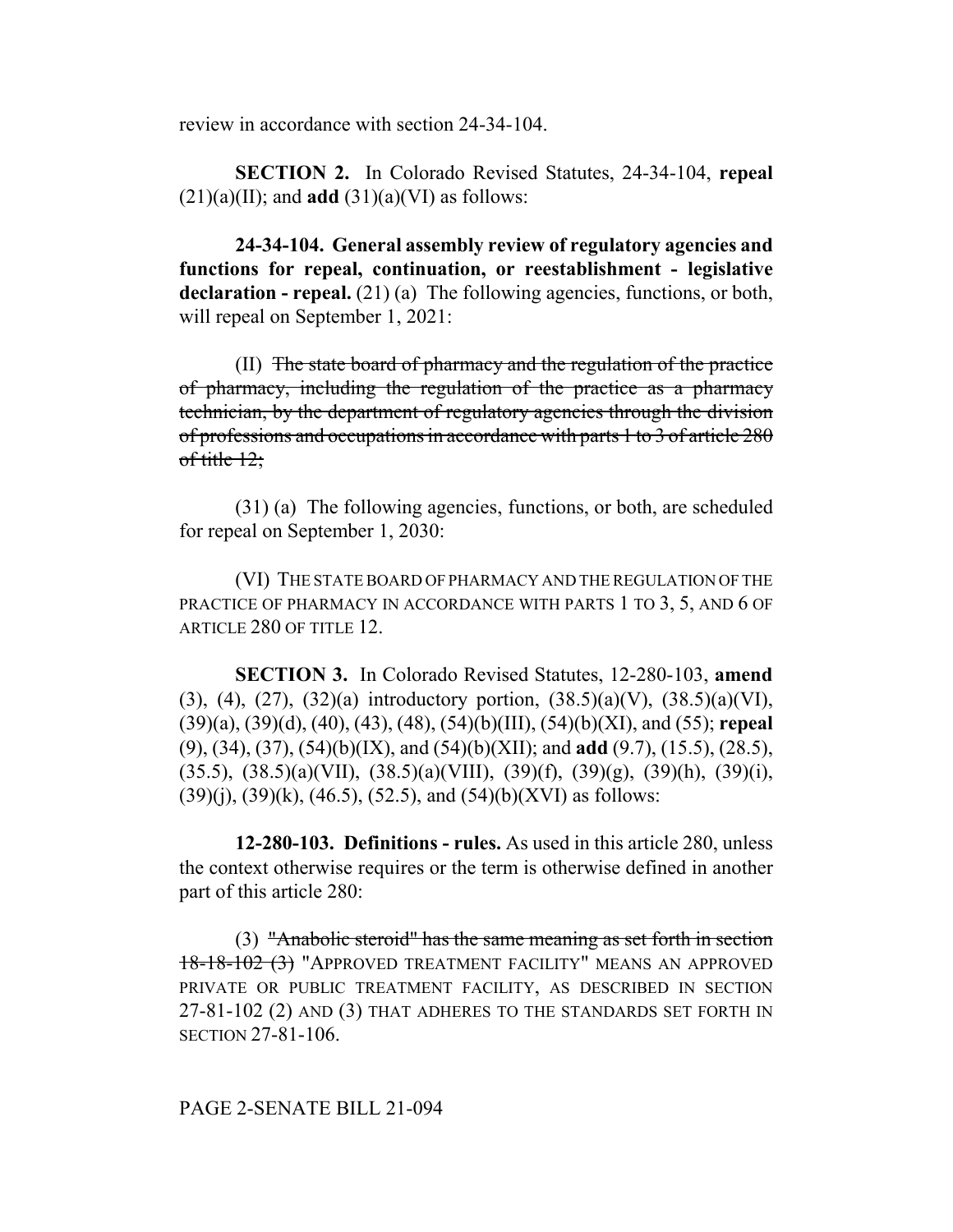review in accordance with section 24-34-104.

**SECTION 2.** In Colorado Revised Statutes, 24-34-104, **repeal** (21)(a)(II); and **add** (31)(a)(VI) as follows:

**24-34-104. General assembly review of regulatory agencies and functions for repeal, continuation, or reestablishment - legislative declaration - repeal.** (21) (a) The following agencies, functions, or both, will repeal on September 1, 2021:

(II) ~~The state board of pharmacy and the regulation of the practice of pharmacy, including the regulation of the practice as a pharmacy technician, by the department of regulatory agencies through the division of professions and occupations in accordance with parts 1 to 3 of article 280 of title 12;~~

(31) (a) The following agencies, functions, or both, are scheduled for repeal on September 1, 2030:

(VI) THE STATE BOARD OF PHARMACY AND THE REGULATION OF THE PRACTICE OF PHARMACY IN ACCORDANCE WITH PARTS 1 TO 3, 5, AND 6 OF ARTICLE 280 OF TITLE 12.

**SECTION 3.** In Colorado Revised Statutes, 12-280-103, **amend** (3), (4), (27), (32)(a) introductory portion, (38.5)(a)(V), (38.5)(a)(VI), (39)(a), (39)(d), (40), (43), (48), (54)(b)(III), (54)(b)(XI), and (55); **repeal** (9), (34), (37), (54)(b)(IX), and (54)(b)(XII); and **add** (9.7), (15.5), (28.5), (35.5), (38.5)(a)(VII), (38.5)(a)(VIII), (39)(f), (39)(g), (39)(h), (39)(i), (39)(j), (39)(k), (46.5), (52.5), and (54)(b)(XVI) as follows:

**12-280-103. Definitions - rules.** As used in this article 280, unless the context otherwise requires or the term is otherwise defined in another part of this article 280:

(3) ~~"Anabolic steroid" has the same meaning as set forth in section 18-18-102 (3)~~ "APPROVED TREATMENT FACILITY" MEANS AN APPROVED PRIVATE OR PUBLIC TREATMENT FACILITY, AS DESCRIBED IN SECTION 27-81-102 (2) AND (3) THAT ADHERES TO THE STANDARDS SET FORTH IN SECTION 27-81-106.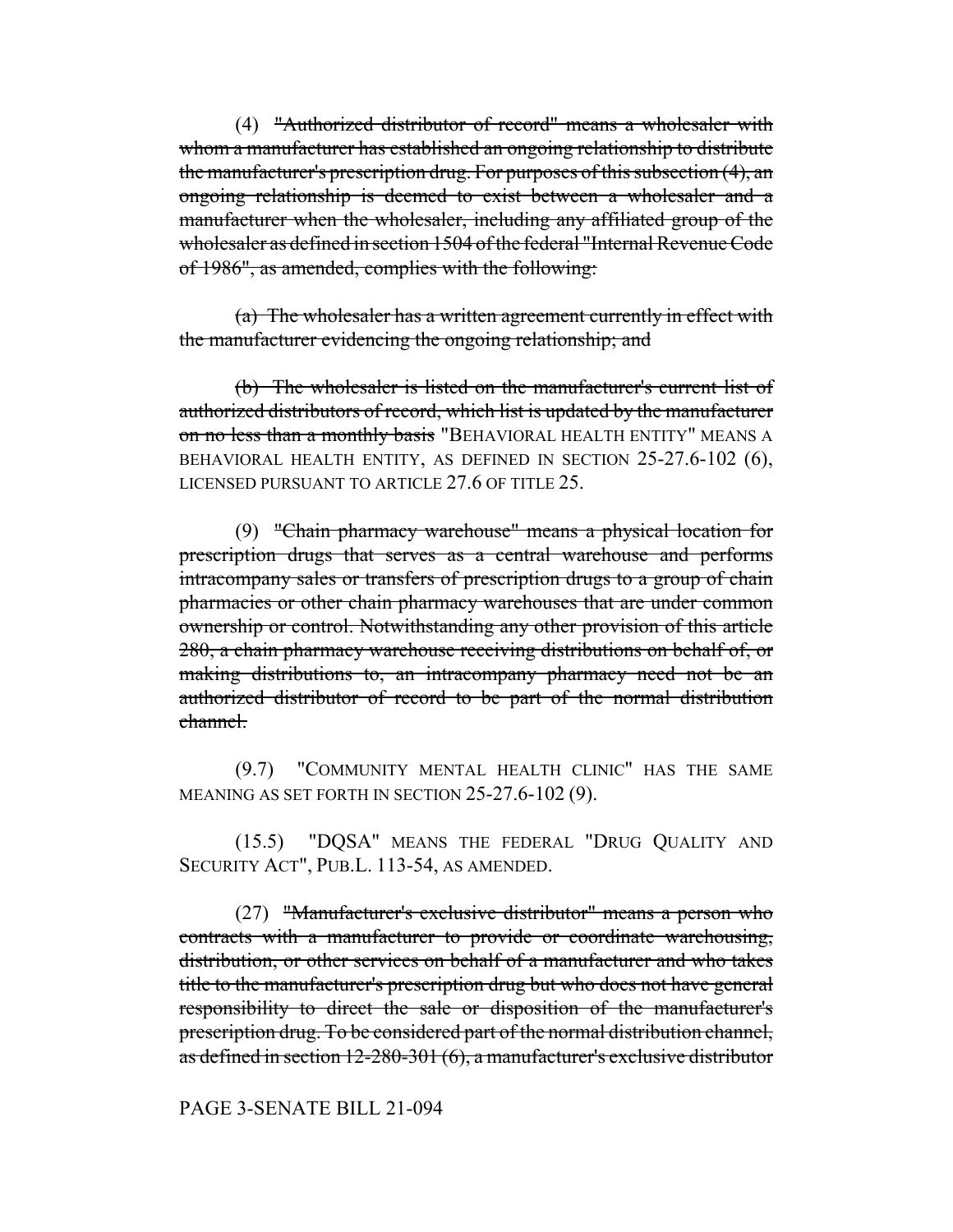(4) ~~"Authorized distributor of record" means a wholesaler with whom a manufacturer has established an ongoing relationship to distribute the manufacturer's prescription drug. For purposes of this subsection (4), an ongoing relationship is deemed to exist between a wholesaler and a manufacturer when the wholesaler, including any affiliated group of the wholesaler as defined in section 1504 of the federal "Internal Revenue Code of 1986", as amended, complies with the following:~~

~~(a) The wholesaler has a written agreement currently in effect with the manufacturer evidencing the ongoing relationship; and~~

~~(b) The wholesaler is listed on the manufacturer's current list of authorized distributors of record, which list is updated by the manufacturer on no less than a monthly basis~~ "BEHAVIORAL HEALTH ENTITY" MEANS A BEHAVIORAL HEALTH ENTITY, AS DEFINED IN SECTION 25-27.6-102 (6), LICENSED PURSUANT TO ARTICLE 27.6 OF TITLE 25.

(9) ~~"Chain pharmacy warehouse" means a physical location for prescription drugs that serves as a central warehouse and performs intracompany sales or transfers of prescription drugs to a group of chain pharmacies or other chain pharmacy warehouses that are under common ownership or control. Notwithstanding any other provision of this article 280, a chain pharmacy warehouse receiving distributions on behalf of, or making distributions to, an intracompany pharmacy need not be an authorized distributor of record to be part of the normal distribution channel.~~

(9.7) "COMMUNITY MENTAL HEALTH CLINIC" HAS THE SAME MEANING AS SET FORTH IN SECTION 25-27.6-102 (9).

(15.5) "DQSA" MEANS THE FEDERAL "DRUG QUALITY AND SECURITY ACT", PUB.L. 113-54, AS AMENDED.

(27) ~~"Manufacturer's exclusive distributor" means a person who contracts with a manufacturer to provide or coordinate warehousing, distribution, or other services on behalf of a manufacturer and who takes title to the manufacturer's prescription drug but who does not have general responsibility to direct the sale or disposition of the manufacturer's prescription drug. To be considered part of the normal distribution channel, as defined in section 12-280-301 (6), a manufacturer's exclusive distributor~~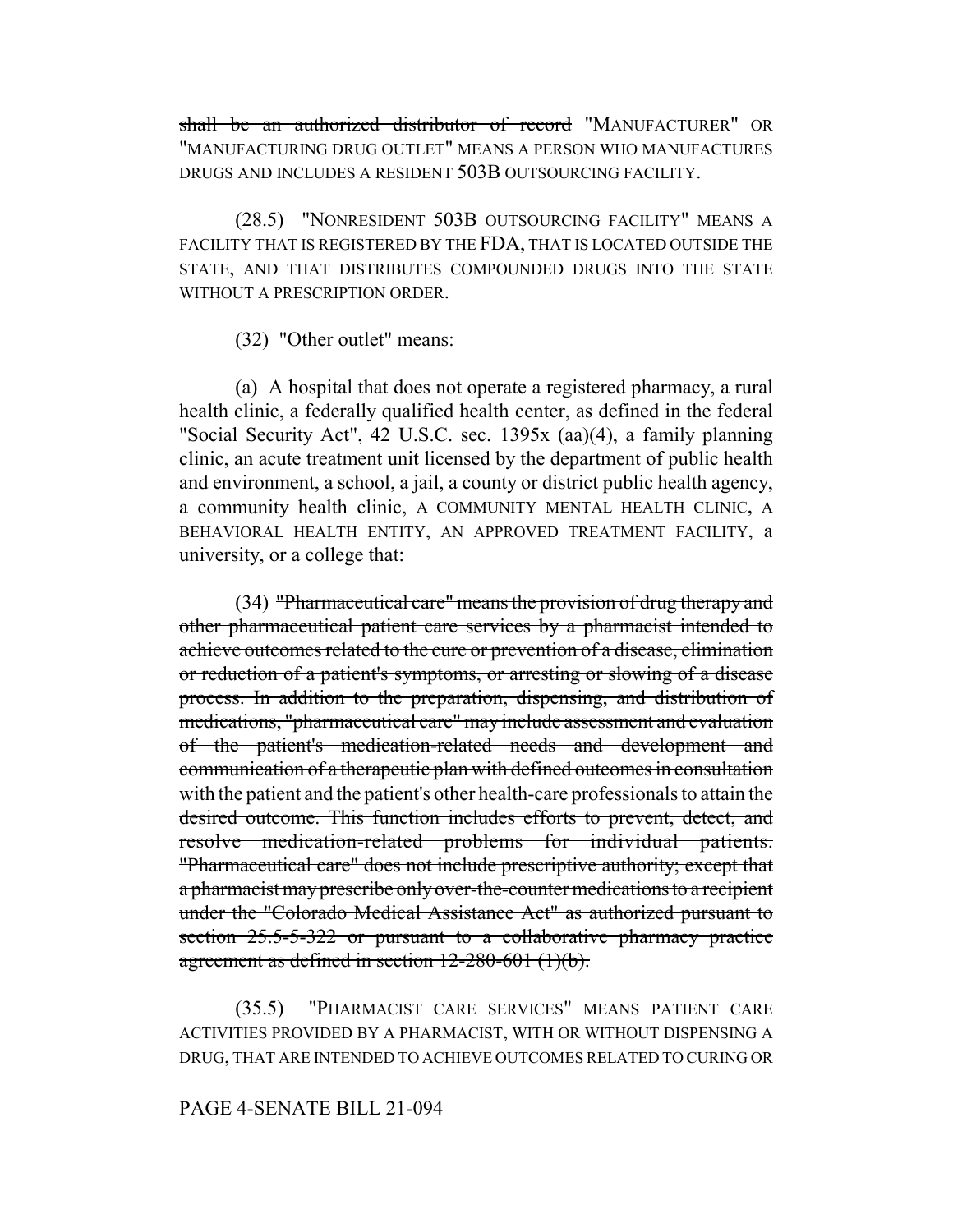~~shall be an authorized distributor of record~~ "MANUFACTURER" OR "MANUFACTURING DRUG OUTLET" MEANS A PERSON WHO MANUFACTURES DRUGS AND INCLUDES A RESIDENT 503B OUTSOURCING FACILITY.

(28.5) "NONRESIDENT 503B OUTSOURCING FACILITY" MEANS A FACILITY THAT IS REGISTERED BY THE FDA, THAT IS LOCATED OUTSIDE THE STATE, AND THAT DISTRIBUTES COMPOUNDED DRUGS INTO THE STATE WITHOUT A PRESCRIPTION ORDER.

(32) "Other outlet" means:

(a) A hospital that does not operate a registered pharmacy, a rural health clinic, a federally qualified health center, as defined in the federal "Social Security Act", 42 U.S.C. sec. 1395x (aa)(4), a family planning clinic, an acute treatment unit licensed by the department of public health and environment, a school, a jail, a county or district public health agency, a community health clinic, A COMMUNITY MENTAL HEALTH CLINIC, A BEHAVIORAL HEALTH ENTITY, AN APPROVED TREATMENT FACILITY, a university, or a college that:

(34) ~~"Pharmaceutical care" means the provision of drug therapy and other pharmaceutical patient care services by a pharmacist intended to achieve outcomes related to the cure or prevention of a disease, elimination or reduction of a patient's symptoms, or arresting or slowing of a disease process. In addition to the preparation, dispensing, and distribution of medications, "pharmaceutical care" may include assessment and evaluation of the patient's medication-related needs and development and communication of a therapeutic plan with defined outcomes in consultation with the patient and the patient's other health-care professionals to attain the desired outcome. This function includes efforts to prevent, detect, and resolve medication-related problems for individual patients. "Pharmaceutical care" does not include prescriptive authority; except that a pharmacist may prescribe only over-the-counter medications to a recipient under the "Colorado Medical Assistance Act" as authorized pursuant to section 25.5-5-322 or pursuant to a collaborative pharmacy practice agreement as defined in section 12-280-601 (1)(b).~~

(35.5) "PHARMACIST CARE SERVICES" MEANS PATIENT CARE ACTIVITIES PROVIDED BY A PHARMACIST, WITH OR WITHOUT DISPENSING A DRUG, THAT ARE INTENDED TO ACHIEVE OUTCOMES RELATED TO CURING OR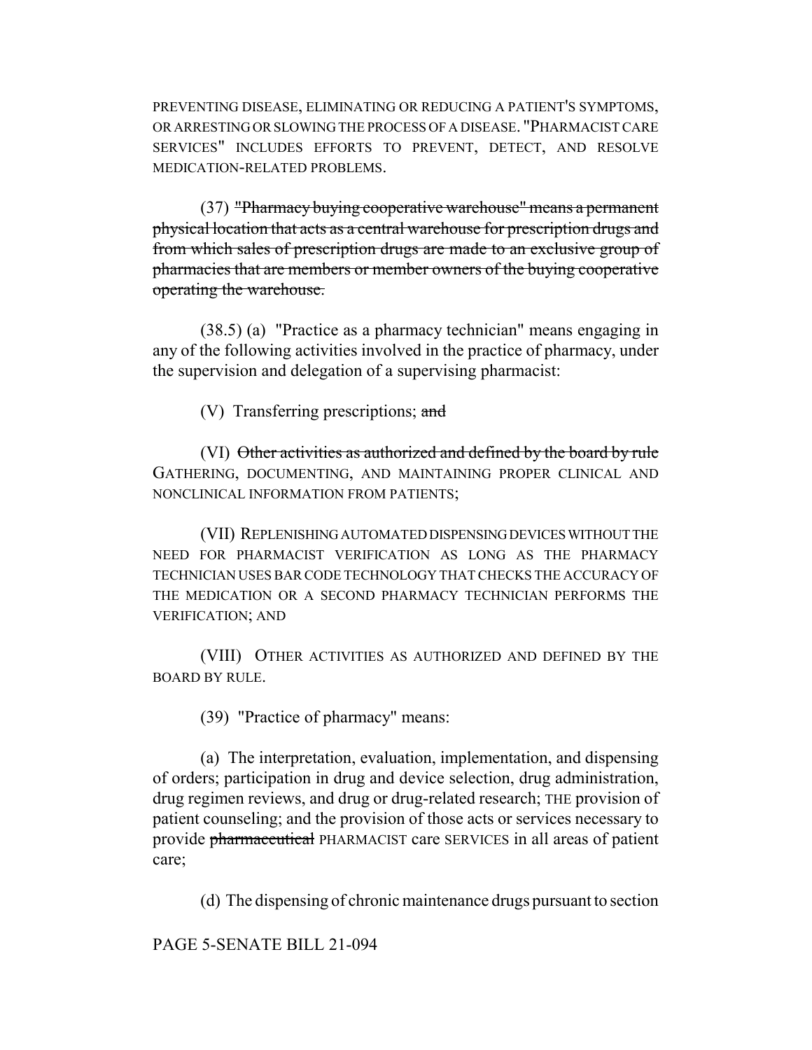PREVENTING DISEASE, ELIMINATING OR REDUCING A PATIENT'S SYMPTOMS, OR ARRESTING OR SLOWING THE PROCESS OF A DISEASE. "PHARMACIST CARE SERVICES" INCLUDES EFFORTS TO PREVENT, DETECT, AND RESOLVE MEDICATION-RELATED PROBLEMS.

(37) ~~"Pharmacy buying cooperative warehouse" means a permanent physical location that acts as a central warehouse for prescription drugs and from which sales of prescription drugs are made to an exclusive group of pharmacies that are members or member owners of the buying cooperative operating the warehouse.~~

(38.5) (a) "Practice as a pharmacy technician" means engaging in any of the following activities involved in the practice of pharmacy, under the supervision and delegation of a supervising pharmacist:

(V) Transferring prescriptions; ~~and~~

(VI) ~~Other activities as authorized and defined by the board by rule~~ GATHERING, DOCUMENTING, AND MAINTAINING PROPER CLINICAL AND NONCLINICAL INFORMATION FROM PATIENTS;

(VII) REPLENISHING AUTOMATED DISPENSING DEVICES WITHOUT THE NEED FOR PHARMACIST VERIFICATION AS LONG AS THE PHARMACY TECHNICIAN USES BAR CODE TECHNOLOGY THAT CHECKS THE ACCURACY OF THE MEDICATION OR A SECOND PHARMACY TECHNICIAN PERFORMS THE VERIFICATION; AND

(VIII) OTHER ACTIVITIES AS AUTHORIZED AND DEFINED BY THE BOARD BY RULE.

(39) "Practice of pharmacy" means:

(a) The interpretation, evaluation, implementation, and dispensing of orders; participation in drug and device selection, drug administration, drug regimen reviews, and drug or drug-related research; THE provision of patient counseling; and the provision of those acts or services necessary to provide ~~pharmaceutical~~ PHARMACIST care SERVICES in all areas of patient care;

(d) The dispensing of chronic maintenance drugs pursuant to section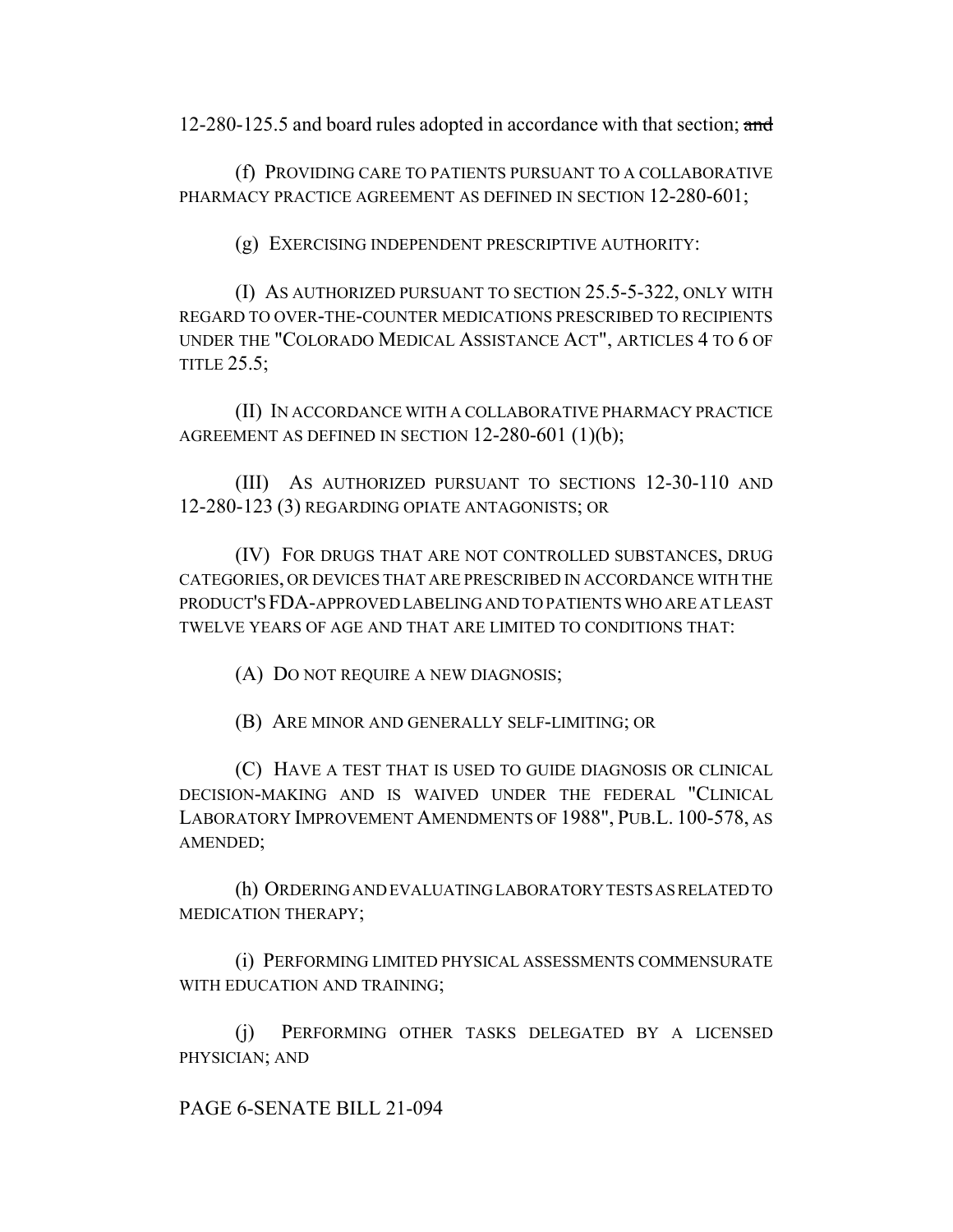12-280-125.5 and board rules adopted in accordance with that section; ~~and~~

(f) PROVIDING CARE TO PATIENTS PURSUANT TO A COLLABORATIVE PHARMACY PRACTICE AGREEMENT AS DEFINED IN SECTION 12-280-601;

(g) EXERCISING INDEPENDENT PRESCRIPTIVE AUTHORITY:

(I) AS AUTHORIZED PURSUANT TO SECTION 25.5-5-322, ONLY WITH REGARD TO OVER-THE-COUNTER MEDICATIONS PRESCRIBED TO RECIPIENTS UNDER THE "COLORADO MEDICAL ASSISTANCE ACT", ARTICLES 4 TO 6 OF TITLE 25.5;

(II) IN ACCORDANCE WITH A COLLABORATIVE PHARMACY PRACTICE AGREEMENT AS DEFINED IN SECTION 12-280-601 (1)(b);

(III) AS AUTHORIZED PURSUANT TO SECTIONS 12-30-110 AND 12-280-123 (3) REGARDING OPIATE ANTAGONISTS; OR

(IV) FOR DRUGS THAT ARE NOT CONTROLLED SUBSTANCES, DRUG CATEGORIES, OR DEVICES THAT ARE PRESCRIBED IN ACCORDANCE WITH THE PRODUCT'S FDA-APPROVED LABELING AND TO PATIENTS WHO ARE AT LEAST TWELVE YEARS OF AGE AND THAT ARE LIMITED TO CONDITIONS THAT:

(A) DO NOT REQUIRE A NEW DIAGNOSIS;

(B) ARE MINOR AND GENERALLY SELF-LIMITING; OR

(C) HAVE A TEST THAT IS USED TO GUIDE DIAGNOSIS OR CLINICAL DECISION-MAKING AND IS WAIVED UNDER THE FEDERAL "CLINICAL LABORATORY IMPROVEMENT AMENDMENTS OF 1988", PUB.L. 100-578, AS AMENDED;

(h) ORDERING AND EVALUATING LABORATORY TESTS AS RELATED TO MEDICATION THERAPY;

(i) PERFORMING LIMITED PHYSICAL ASSESSMENTS COMMENSURATE WITH EDUCATION AND TRAINING;

(j) PERFORMING OTHER TASKS DELEGATED BY A LICENSED PHYSICIAN; AND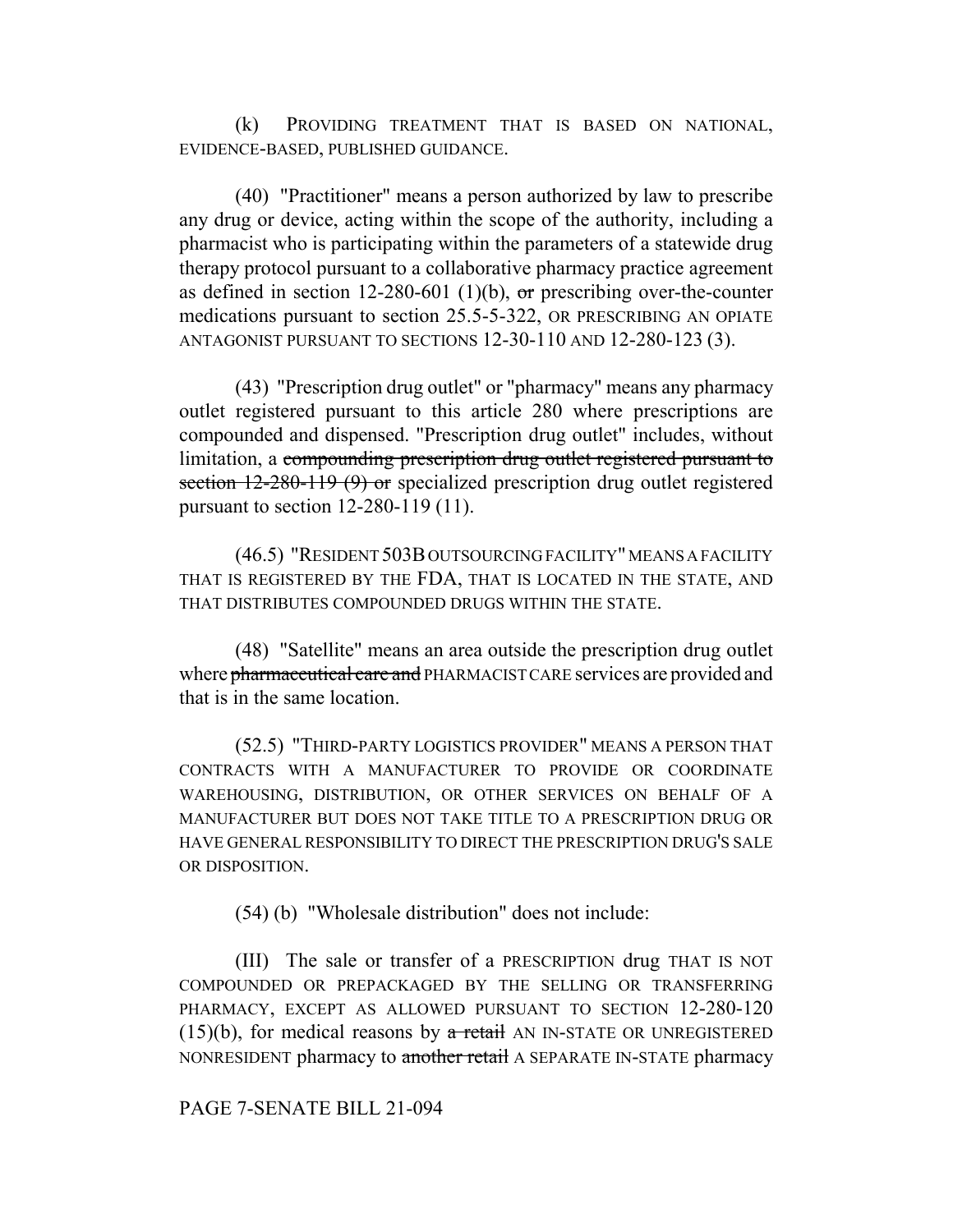(k) PROVIDING TREATMENT THAT IS BASED ON NATIONAL, EVIDENCE-BASED, PUBLISHED GUIDANCE.

(40) "Practitioner" means a person authorized by law to prescribe any drug or device, acting within the scope of the authority, including a pharmacist who is participating within the parameters of a statewide drug therapy protocol pursuant to a collaborative pharmacy practice agreement as defined in section 12-280-601 (1)(b), ~~or~~ prescribing over-the-counter medications pursuant to section 25.5-5-322, OR PRESCRIBING AN OPIATE ANTAGONIST PURSUANT TO SECTIONS 12-30-110 AND 12-280-123 (3).

(43) "Prescription drug outlet" or "pharmacy" means any pharmacy outlet registered pursuant to this article 280 where prescriptions are compounded and dispensed. "Prescription drug outlet" includes, without limitation, a ~~compounding prescription drug outlet registered pursuant to section 12-280-119 (9) or~~ specialized prescription drug outlet registered pursuant to section 12-280-119 (11).

(46.5) "RESIDENT 503B OUTSOURCING FACILITY" MEANS A FACILITY THAT IS REGISTERED BY THE FDA, THAT IS LOCATED IN THE STATE, AND THAT DISTRIBUTES COMPOUNDED DRUGS WITHIN THE STATE.

(48) "Satellite" means an area outside the prescription drug outlet where ~~pharmaceutical care and~~ PHARMACIST CARE services are provided and that is in the same location.

(52.5) "THIRD-PARTY LOGISTICS PROVIDER" MEANS A PERSON THAT CONTRACTS WITH A MANUFACTURER TO PROVIDE OR COORDINATE WAREHOUSING, DISTRIBUTION, OR OTHER SERVICES ON BEHALF OF A MANUFACTURER BUT DOES NOT TAKE TITLE TO A PRESCRIPTION DRUG OR HAVE GENERAL RESPONSIBILITY TO DIRECT THE PRESCRIPTION DRUG'S SALE OR DISPOSITION.

(54) (b) "Wholesale distribution" does not include:

(III) The sale or transfer of a PRESCRIPTION drug THAT IS NOT COMPOUNDED OR PREPACKAGED BY THE SELLING OR TRANSFERRING PHARMACY, EXCEPT AS ALLOWED PURSUANT TO SECTION 12-280-120 (15)(b), for medical reasons by ~~a retail~~ AN IN-STATE OR UNREGISTERED NONRESIDENT pharmacy to ~~another retail~~ A SEPARATE IN-STATE pharmacy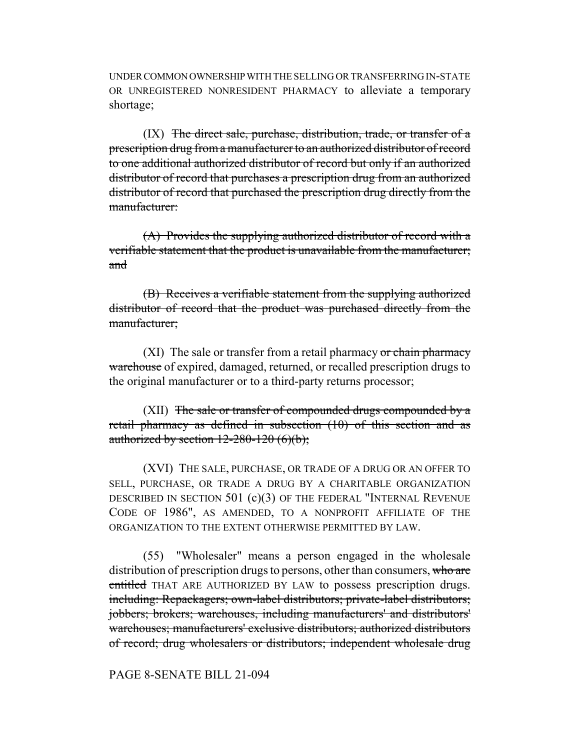UNDER COMMON OWNERSHIP WITH THE SELLING OR TRANSFERRING IN-STATE OR UNREGISTERED NONRESIDENT PHARMACY to alleviate a temporary shortage;

(IX) ~~The direct sale, purchase, distribution, trade, or transfer of a prescription drug from a manufacturer to an authorized distributor of record to one additional authorized distributor of record but only if an authorized distributor of record that purchases a prescription drug from an authorized distributor of record that purchased the prescription drug directly from the manufacturer:~~

~~(A) Provides the supplying authorized distributor of record with a verifiable statement that the product is unavailable from the manufacturer; and~~

~~(B) Receives a verifiable statement from the supplying authorized distributor of record that the product was purchased directly from the manufacturer;~~

(XI) The sale or transfer from a retail pharmacy ~~or chain pharmacy warehouse~~ of expired, damaged, returned, or recalled prescription drugs to the original manufacturer or to a third-party returns processor;

(XII) ~~The sale or transfer of compounded drugs compounded by a retail pharmacy as defined in subsection (10) of this section and as authorized by section 12-280-120 (6)(b);~~

(XVI) THE SALE, PURCHASE, OR TRADE OF A DRUG OR AN OFFER TO SELL, PURCHASE, OR TRADE A DRUG BY A CHARITABLE ORGANIZATION DESCRIBED IN SECTION 501 (c)(3) OF THE FEDERAL "INTERNAL REVENUE CODE OF 1986", AS AMENDED, TO A NONPROFIT AFFILIATE OF THE ORGANIZATION TO THE EXTENT OTHERWISE PERMITTED BY LAW.

(55) "Wholesaler" means a person engaged in the wholesale distribution of prescription drugs to persons, other than consumers, ~~who are entitled~~ THAT ARE AUTHORIZED BY LAW to possess prescription drugs. ~~including: Repackagers; own-label distributors; private-label distributors; jobbers; brokers; warehouses, including manufacturers' and distributors' warehouses; manufacturers' exclusive distributors; authorized distributors of record; drug wholesalers or distributors; independent wholesale drug~~

PAGE 8-SENATE BILL 21-094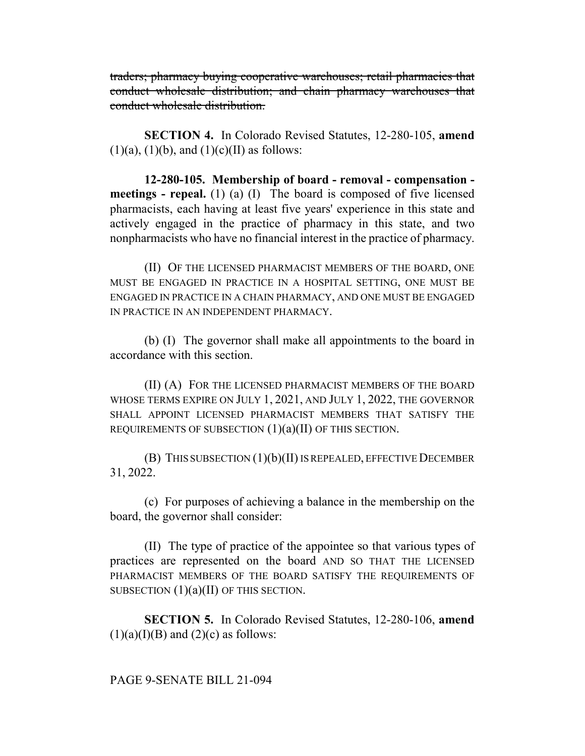~~traders; pharmacy buying cooperative warehouses; retail pharmacies that conduct wholesale distribution; and chain pharmacy warehouses that conduct wholesale distribution.~~

**SECTION 4.** In Colorado Revised Statutes, 12-280-105, **amend** (1)(a), (1)(b), and (1)(c)(II) as follows:

**12-280-105. Membership of board - removal - compensation - meetings - repeal.** (1) (a) (I) The board is composed of five licensed pharmacists, each having at least five years' experience in this state and actively engaged in the practice of pharmacy in this state, and two nonpharmacists who have no financial interest in the practice of pharmacy.

(II) OF THE LICENSED PHARMACIST MEMBERS OF THE BOARD, ONE MUST BE ENGAGED IN PRACTICE IN A HOSPITAL SETTING, ONE MUST BE ENGAGED IN PRACTICE IN A CHAIN PHARMACY, AND ONE MUST BE ENGAGED IN PRACTICE IN AN INDEPENDENT PHARMACY.

(b) (I) The governor shall make all appointments to the board in accordance with this section.

(II) (A) FOR THE LICENSED PHARMACIST MEMBERS OF THE BOARD WHOSE TERMS EXPIRE ON JULY 1, 2021, AND JULY 1, 2022, THE GOVERNOR SHALL APPOINT LICENSED PHARMACIST MEMBERS THAT SATISFY THE REQUIREMENTS OF SUBSECTION (1)(a)(II) OF THIS SECTION.

(B) THIS SUBSECTION (1)(b)(II) IS REPEALED, EFFECTIVE DECEMBER 31, 2022.

(c) For purposes of achieving a balance in the membership on the board, the governor shall consider:

(II) The type of practice of the appointee so that various types of practices are represented on the board AND SO THAT THE LICENSED PHARMACIST MEMBERS OF THE BOARD SATISFY THE REQUIREMENTS OF SUBSECTION (1)(a)(II) OF THIS SECTION.

**SECTION 5.** In Colorado Revised Statutes, 12-280-106, **amend** (1)(a)(I)(B) and (2)(c) as follows: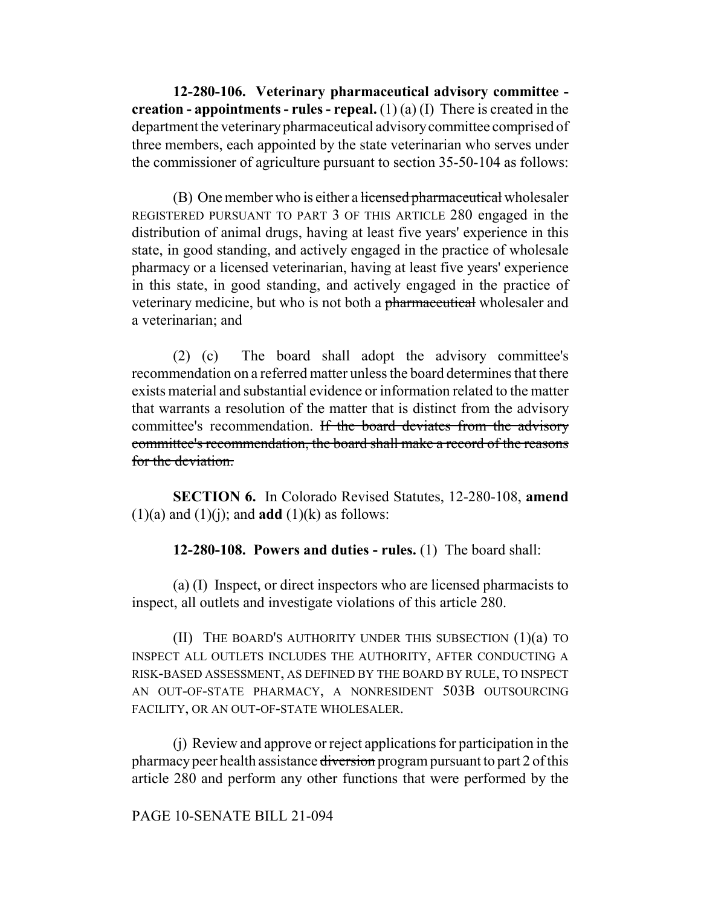**12-280-106. Veterinary pharmaceutical advisory committee - creation - appointments - rules - repeal.** (1) (a) (I) There is created in the department the veterinary pharmaceutical advisory committee comprised of three members, each appointed by the state veterinarian who serves under the commissioner of agriculture pursuant to section 35-50-104 as follows:

(B) One member who is either a ~~licensed pharmaceutical~~ wholesaler REGISTERED PURSUANT TO PART 3 OF THIS ARTICLE 280 engaged in the distribution of animal drugs, having at least five years' experience in this state, in good standing, and actively engaged in the practice of wholesale pharmacy or a licensed veterinarian, having at least five years' experience in this state, in good standing, and actively engaged in the practice of veterinary medicine, but who is not both a ~~pharmaceutical~~ wholesaler and a veterinarian; and

(2) (c) The board shall adopt the advisory committee's recommendation on a referred matter unless the board determines that there exists material and substantial evidence or information related to the matter that warrants a resolution of the matter that is distinct from the advisory committee's recommendation. ~~If the board deviates from the advisory committee's recommendation, the board shall make a record of the reasons for the deviation.~~

**SECTION 6.** In Colorado Revised Statutes, 12-280-108, **amend** (1)(a) and (1)(j); and **add** (1)(k) as follows:

**12-280-108. Powers and duties - rules.** (1) The board shall:

(a) (I) Inspect, or direct inspectors who are licensed pharmacists to inspect, all outlets and investigate violations of this article 280.

(II) THE BOARD'S AUTHORITY UNDER THIS SUBSECTION (1)(a) TO INSPECT ALL OUTLETS INCLUDES THE AUTHORITY, AFTER CONDUCTING A RISK-BASED ASSESSMENT, AS DEFINED BY THE BOARD BY RULE, TO INSPECT AN OUT-OF-STATE PHARMACY, A NONRESIDENT 503B OUTSOURCING FACILITY, OR AN OUT-OF-STATE WHOLESALER.

(j) Review and approve or reject applications for participation in the pharmacy peer health assistance ~~diversion~~ program pursuant to part 2 of this article 280 and perform any other functions that were performed by the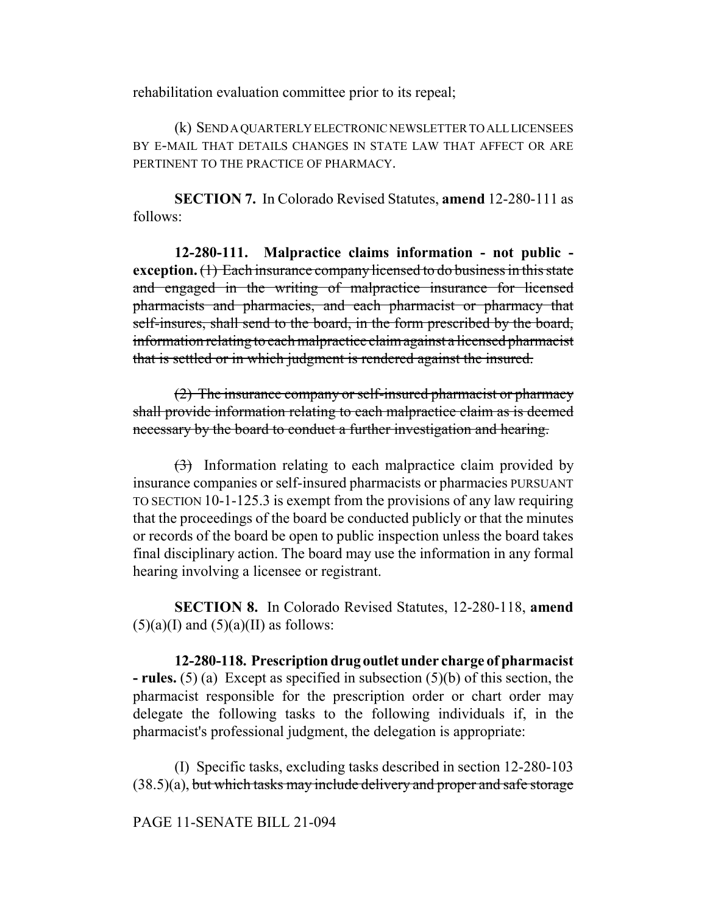rehabilitation evaluation committee prior to its repeal;

(k) SEND A QUARTERLY ELECTRONIC NEWSLETTER TO ALL LICENSEES BY E-MAIL THAT DETAILS CHANGES IN STATE LAW THAT AFFECT OR ARE PERTINENT TO THE PRACTICE OF PHARMACY.

**SECTION 7.** In Colorado Revised Statutes, **amend** 12-280-111 as follows:

**12-280-111. Malpractice claims information - not public - exception.** ~~(1) Each insurance company licensed to do business in this state and engaged in the writing of malpractice insurance for licensed pharmacists and pharmacies, and each pharmacist or pharmacy that self-insures, shall send to the board, in the form prescribed by the board, information relating to each malpractice claim against a licensed pharmacist that is settled or in which judgment is rendered against the insured.~~

~~(2) The insurance company or self-insured pharmacist or pharmacy shall provide information relating to each malpractice claim as is deemed necessary by the board to conduct a further investigation and hearing.~~

~~(3)~~ Information relating to each malpractice claim provided by insurance companies or self-insured pharmacists or pharmacies PURSUANT TO SECTION 10-1-125.3 is exempt from the provisions of any law requiring that the proceedings of the board be conducted publicly or that the minutes or records of the board be open to public inspection unless the board takes final disciplinary action. The board may use the information in any formal hearing involving a licensee or registrant.

**SECTION 8.** In Colorado Revised Statutes, 12-280-118, **amend** (5)(a)(I) and (5)(a)(II) as follows:

**12-280-118. Prescription drug outlet under charge of pharmacist - rules.** (5) (a) Except as specified in subsection (5)(b) of this section, the pharmacist responsible for the prescription order or chart order may delegate the following tasks to the following individuals if, in the pharmacist's professional judgment, the delegation is appropriate:

(I) Specific tasks, excluding tasks described in section 12-280-103 (38.5)(a), ~~but which tasks may include delivery and proper and safe storage~~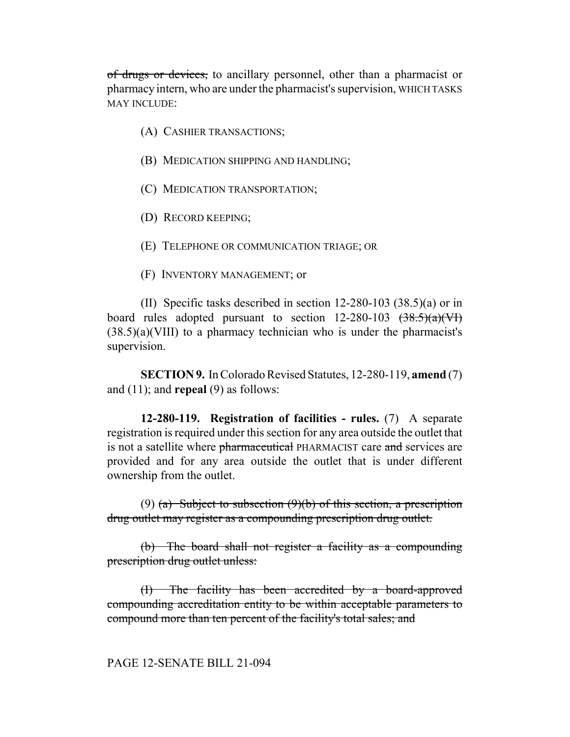~~of drugs or devices,~~ to ancillary personnel, other than a pharmacist or pharmacy intern, who are under the pharmacist's supervision, WHICH TASKS MAY INCLUDE:

(A) CASHIER TRANSACTIONS;

(B) MEDICATION SHIPPING AND HANDLING;

(C) MEDICATION TRANSPORTATION;

(D) RECORD KEEPING;

(E) TELEPHONE OR COMMUNICATION TRIAGE; OR

(F) INVENTORY MANAGEMENT; or

(II) Specific tasks described in section 12-280-103 (38.5)(a) or in board rules adopted pursuant to section 12-280-103 ~~(38.5)(a)(VI)~~ (38.5)(a)(VIII) to a pharmacy technician who is under the pharmacist's supervision.

**SECTION 9.** In Colorado Revised Statutes, 12-280-119, **amend** (7) and (11); and **repeal** (9) as follows:

**12-280-119. Registration of facilities - rules.** (7) A separate registration is required under this section for any area outside the outlet that is not a satellite where ~~pharmaceutical~~ PHARMACIST care ~~and~~ services are provided and for any area outside the outlet that is under different ownership from the outlet.

(9) ~~(a) Subject to subsection (9)(b) of this section, a prescription drug outlet may register as a compounding prescription drug outlet.~~

~~(b) The board shall not register a facility as a compounding prescription drug outlet unless:~~

~~(I) The facility has been accredited by a board-approved compounding accreditation entity to be within acceptable parameters to compound more than ten percent of the facility's total sales; and~~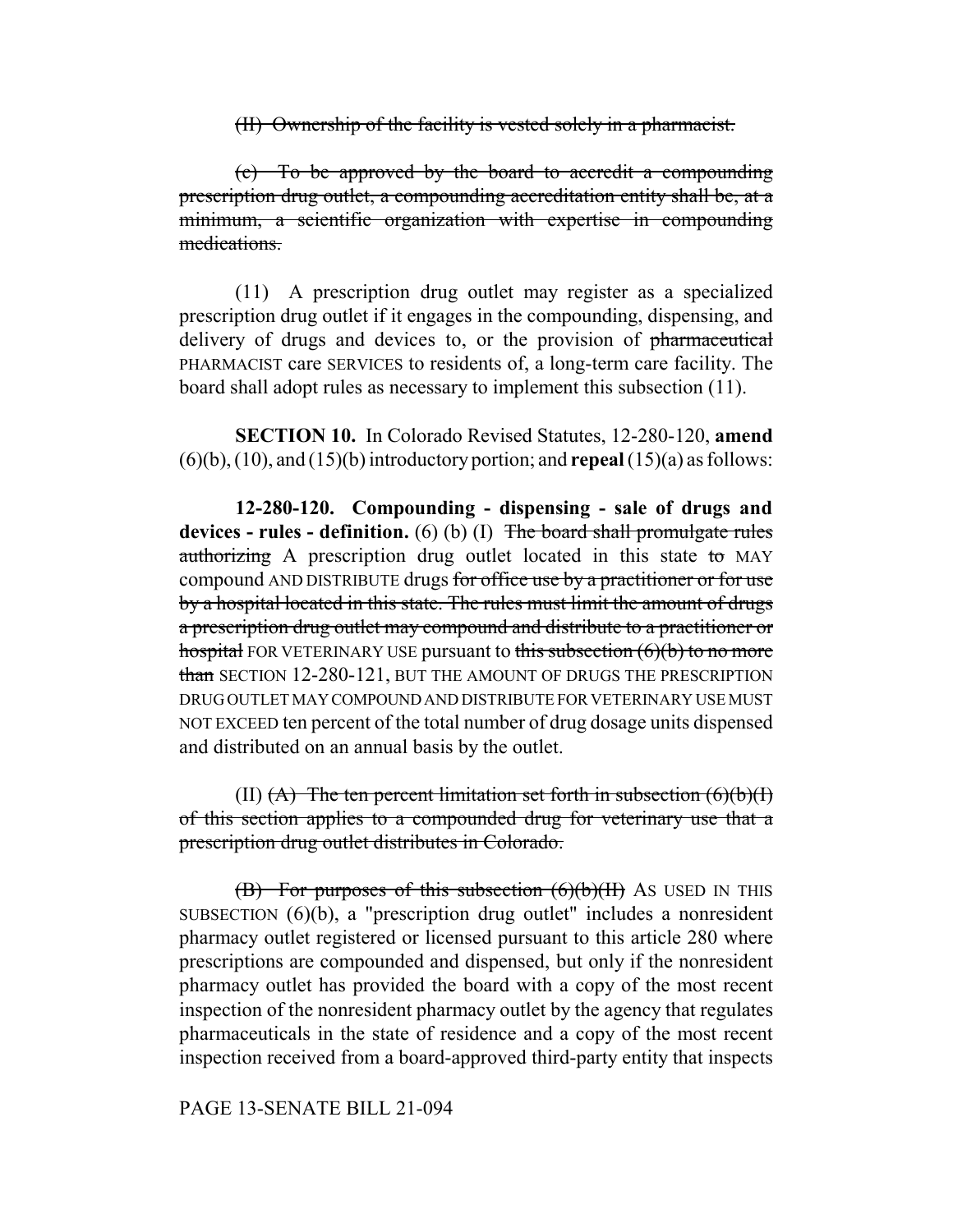~~(II) Ownership of the facility is vested solely in a pharmacist.~~

~~(c) To be approved by the board to accredit a compounding prescription drug outlet, a compounding accreditation entity shall be, at a minimum, a scientific organization with expertise in compounding medications.~~

(11) A prescription drug outlet may register as a specialized prescription drug outlet if it engages in the compounding, dispensing, and delivery of drugs and devices to, or the provision of ~~pharmaceutical~~ PHARMACIST care SERVICES to residents of, a long-term care facility. The board shall adopt rules as necessary to implement this subsection (11).

**SECTION 10.** In Colorado Revised Statutes, 12-280-120, **amend** (6)(b), (10), and (15)(b) introductory portion; and **repeal** (15)(a) as follows:

**12-280-120. Compounding - dispensing - sale of drugs and devices - rules - definition.** (6) (b) (I) ~~The board shall promulgate rules authorizing~~ A prescription drug outlet located in this state ~~to~~ MAY compound AND DISTRIBUTE drugs ~~for office use by a practitioner or for use by a hospital located in this state. The rules must limit the amount of drugs a prescription drug outlet may compound and distribute to a practitioner or hospital~~ FOR VETERINARY USE pursuant to ~~this subsection (6)(b) to no more than~~ SECTION 12-280-121, BUT THE AMOUNT OF DRUGS THE PRESCRIPTION DRUG OUTLET MAY COMPOUND AND DISTRIBUTE FOR VETERINARY USE MUST NOT EXCEED ten percent of the total number of drug dosage units dispensed and distributed on an annual basis by the outlet.

(II) ~~(A) The ten percent limitation set forth in subsection (6)(b)(I) of this section applies to a compounded drug for veterinary use that a prescription drug outlet distributes in Colorado.~~

~~(B) For purposes of this subsection (6)(b)(II)~~ AS USED IN THIS SUBSECTION (6)(b), a "prescription drug outlet" includes a nonresident pharmacy outlet registered or licensed pursuant to this article 280 where prescriptions are compounded and dispensed, but only if the nonresident pharmacy outlet has provided the board with a copy of the most recent inspection of the nonresident pharmacy outlet by the agency that regulates pharmaceuticals in the state of residence and a copy of the most recent inspection received from a board-approved third-party entity that inspects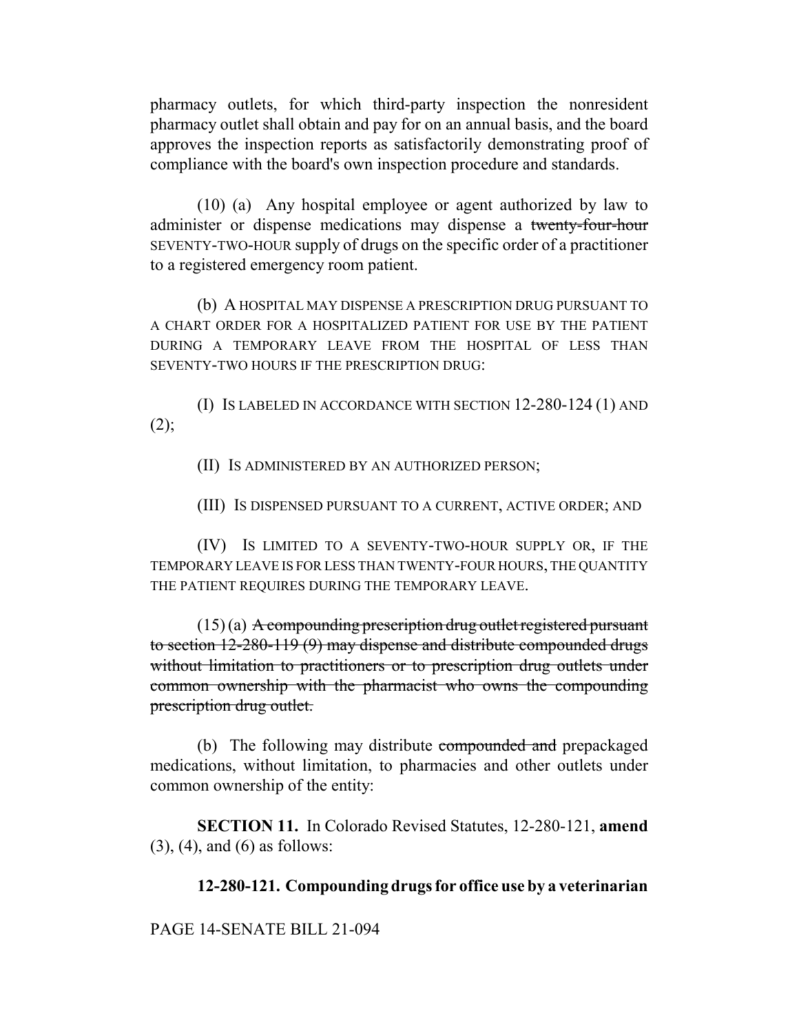pharmacy outlets, for which third-party inspection the nonresident pharmacy outlet shall obtain and pay for on an annual basis, and the board approves the inspection reports as satisfactorily demonstrating proof of compliance with the board's own inspection procedure and standards.

(10) (a) Any hospital employee or agent authorized by law to administer or dispense medications may dispense a ~~twenty-four-hour~~ SEVENTY-TWO-HOUR supply of drugs on the specific order of a practitioner to a registered emergency room patient.

(b) A HOSPITAL MAY DISPENSE A PRESCRIPTION DRUG PURSUANT TO A CHART ORDER FOR A HOSPITALIZED PATIENT FOR USE BY THE PATIENT DURING A TEMPORARY LEAVE FROM THE HOSPITAL OF LESS THAN SEVENTY-TWO HOURS IF THE PRESCRIPTION DRUG:

(I) IS LABELED IN ACCORDANCE WITH SECTION 12-280-124 (1) AND (2);

(II) IS ADMINISTERED BY AN AUTHORIZED PERSON;

(III) IS DISPENSED PURSUANT TO A CURRENT, ACTIVE ORDER; AND

(IV) IS LIMITED TO A SEVENTY-TWO-HOUR SUPPLY OR, IF THE TEMPORARY LEAVE IS FOR LESS THAN TWENTY-FOUR HOURS, THE QUANTITY THE PATIENT REQUIRES DURING THE TEMPORARY LEAVE.

(15) (a) ~~A compounding prescription drug outlet registered pursuant to section 12-280-119 (9) may dispense and distribute compounded drugs without limitation to practitioners or to prescription drug outlets under common ownership with the pharmacist who owns the compounding prescription drug outlet.~~

(b) The following may distribute ~~compounded and~~ prepackaged medications, without limitation, to pharmacies and other outlets under common ownership of the entity:

**SECTION 11.** In Colorado Revised Statutes, 12-280-121, **amend** (3), (4), and (6) as follows:

**12-280-121. Compounding drugs for office use by a veterinarian**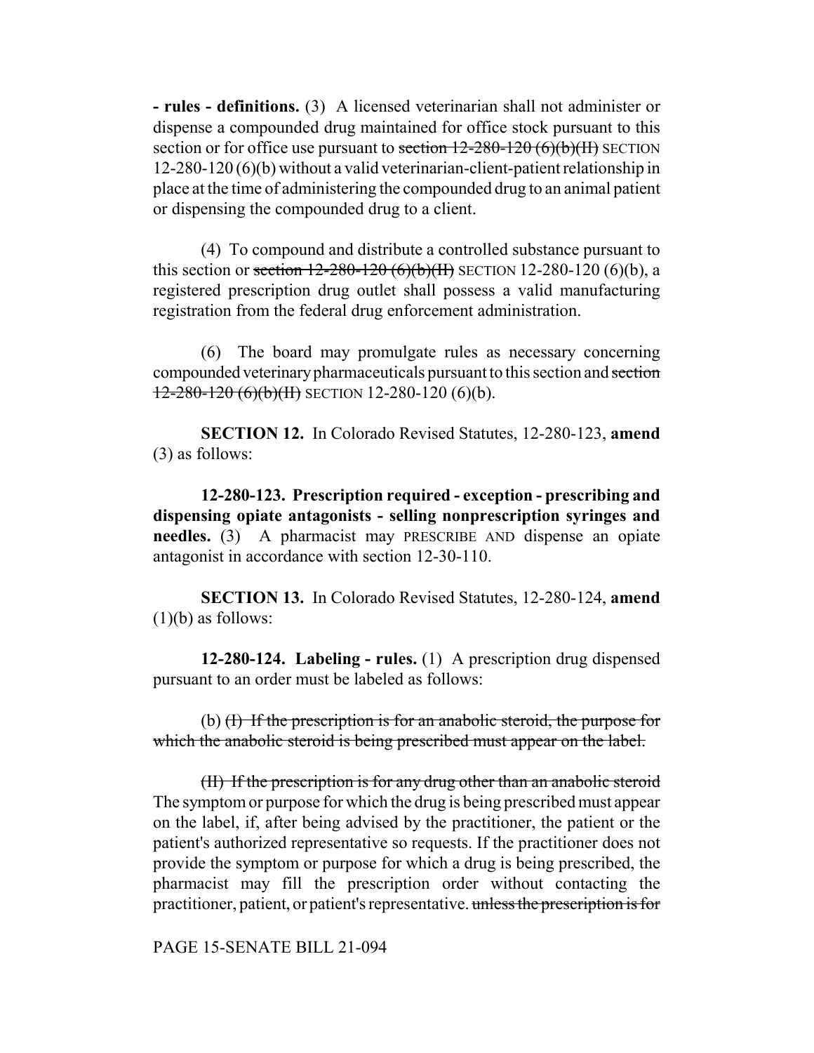**- rules - definitions.** (3) A licensed veterinarian shall not administer or dispense a compounded drug maintained for office stock pursuant to this section or for office use pursuant to ~~section 12-280-120 (6)(b)(II)~~ SECTION 12-280-120 (6)(b) without a valid veterinarian-client-patient relationship in place at the time of administering the compounded drug to an animal patient or dispensing the compounded drug to a client.

(4) To compound and distribute a controlled substance pursuant to this section or ~~section 12-280-120 (6)(b)(II)~~ SECTION 12-280-120 (6)(b), a registered prescription drug outlet shall possess a valid manufacturing registration from the federal drug enforcement administration.

(6) The board may promulgate rules as necessary concerning compounded veterinary pharmaceuticals pursuant to this section and ~~section 12-280-120 (6)(b)(II)~~ SECTION 12-280-120 (6)(b).

**SECTION 12.** In Colorado Revised Statutes, 12-280-123, **amend** (3) as follows:

**12-280-123. Prescription required - exception - prescribing and dispensing opiate antagonists - selling nonprescription syringes and needles.** (3) A pharmacist may PRESCRIBE AND dispense an opiate antagonist in accordance with section 12-30-110.

**SECTION 13.** In Colorado Revised Statutes, 12-280-124, **amend** (1)(b) as follows:

**12-280-124. Labeling - rules.** (1) A prescription drug dispensed pursuant to an order must be labeled as follows:

(b) ~~(I) If the prescription is for an anabolic steroid, the purpose for which the anabolic steroid is being prescribed must appear on the label.~~

~~(II) If the prescription is for any drug other than an anabolic steroid~~ The symptom or purpose for which the drug is being prescribed must appear on the label, if, after being advised by the practitioner, the patient or the patient's authorized representative so requests. If the practitioner does not provide the symptom or purpose for which a drug is being prescribed, the pharmacist may fill the prescription order without contacting the practitioner, patient, or patient's representative. ~~unless the prescription is for~~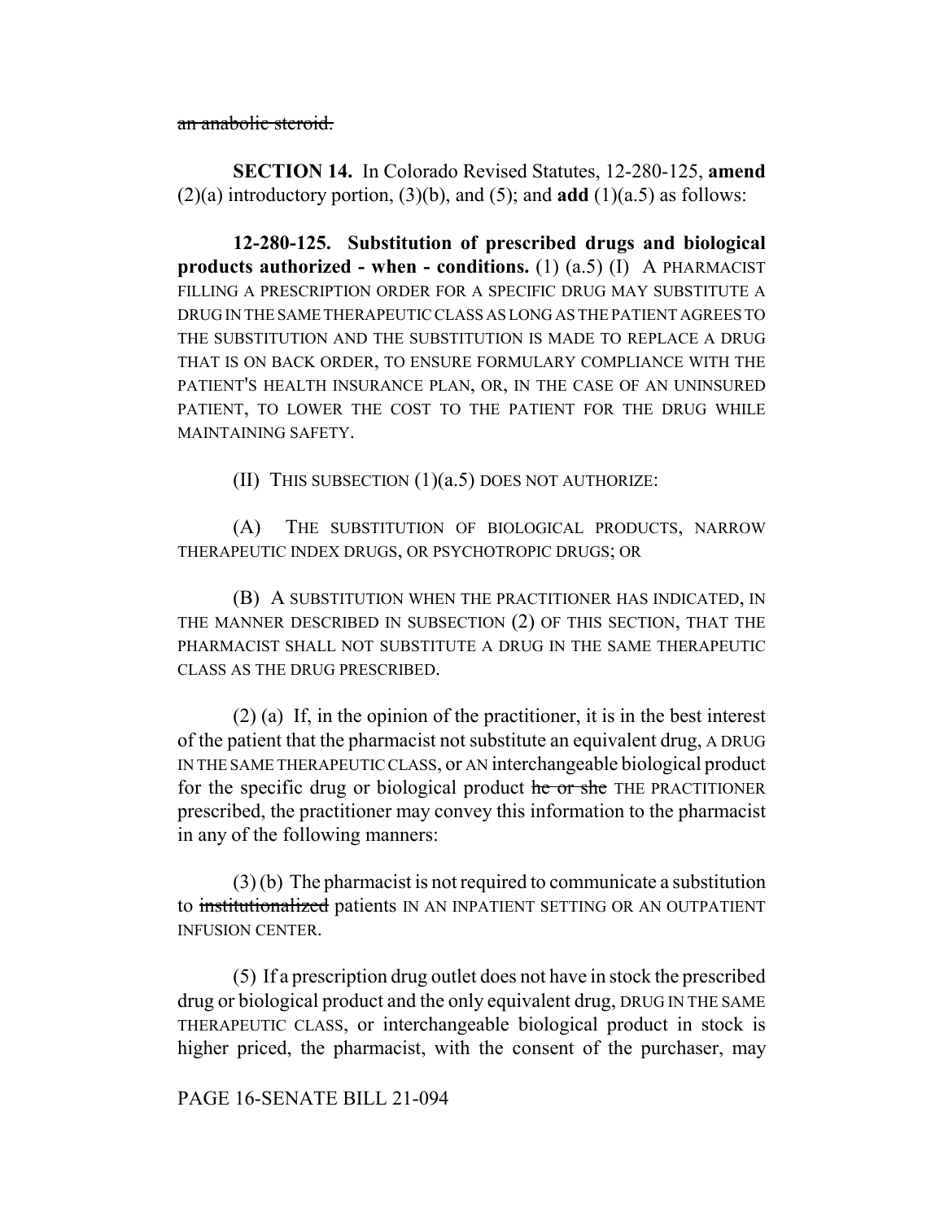~~an anabolic steroid.~~

**SECTION 14.** In Colorado Revised Statutes, 12-280-125, **amend** (2)(a) introductory portion, (3)(b), and (5); and **add** (1)(a.5) as follows:

**12-280-125. Substitution of prescribed drugs and biological products authorized - when - conditions.** (1) (a.5) (I) A PHARMACIST FILLING A PRESCRIPTION ORDER FOR A SPECIFIC DRUG MAY SUBSTITUTE A DRUG IN THE SAME THERAPEUTIC CLASS AS LONG AS THE PATIENT AGREES TO THE SUBSTITUTION AND THE SUBSTITUTION IS MADE TO REPLACE A DRUG THAT IS ON BACK ORDER, TO ENSURE FORMULARY COMPLIANCE WITH THE PATIENT'S HEALTH INSURANCE PLAN, OR, IN THE CASE OF AN UNINSURED PATIENT, TO LOWER THE COST TO THE PATIENT FOR THE DRUG WHILE MAINTAINING SAFETY.

(II) THIS SUBSECTION (1)(a.5) DOES NOT AUTHORIZE:

(A) THE SUBSTITUTION OF BIOLOGICAL PRODUCTS, NARROW THERAPEUTIC INDEX DRUGS, OR PSYCHOTROPIC DRUGS; OR

(B) A SUBSTITUTION WHEN THE PRACTITIONER HAS INDICATED, IN THE MANNER DESCRIBED IN SUBSECTION (2) OF THIS SECTION, THAT THE PHARMACIST SHALL NOT SUBSTITUTE A DRUG IN THE SAME THERAPEUTIC CLASS AS THE DRUG PRESCRIBED.

(2) (a) If, in the opinion of the practitioner, it is in the best interest of the patient that the pharmacist not substitute an equivalent drug, A DRUG IN THE SAME THERAPEUTIC CLASS, or AN interchangeable biological product for the specific drug or biological product ~~he or she~~ THE PRACTITIONER prescribed, the practitioner may convey this information to the pharmacist in any of the following manners:

(3) (b) The pharmacist is not required to communicate a substitution to ~~institutionalized~~ patients IN AN INPATIENT SETTING OR AN OUTPATIENT INFUSION CENTER.

(5) If a prescription drug outlet does not have in stock the prescribed drug or biological product and the only equivalent drug, DRUG IN THE SAME THERAPEUTIC CLASS, or interchangeable biological product in stock is higher priced, the pharmacist, with the consent of the purchaser, may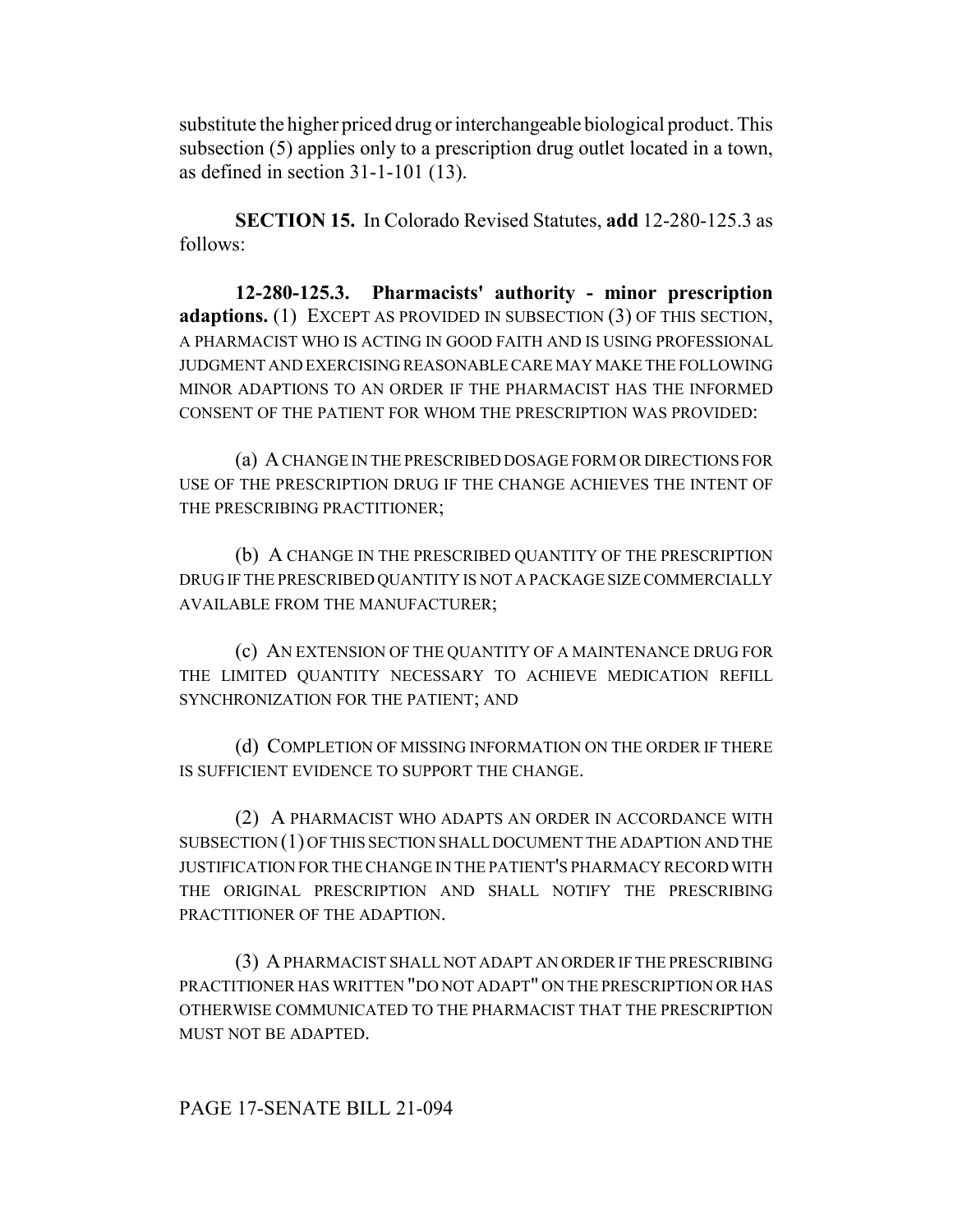substitute the higher priced drug or interchangeable biological product. This subsection (5) applies only to a prescription drug outlet located in a town, as defined in section 31-1-101 (13).

**SECTION 15.** In Colorado Revised Statutes, **add** 12-280-125.3 as follows:

**12-280-125.3. Pharmacists' authority - minor prescription adaptions.** (1) EXCEPT AS PROVIDED IN SUBSECTION (3) OF THIS SECTION, A PHARMACIST WHO IS ACTING IN GOOD FAITH AND IS USING PROFESSIONAL JUDGMENT AND EXERCISING REASONABLE CARE MAY MAKE THE FOLLOWING MINOR ADAPTIONS TO AN ORDER IF THE PHARMACIST HAS THE INFORMED CONSENT OF THE PATIENT FOR WHOM THE PRESCRIPTION WAS PROVIDED:

(a) A CHANGE IN THE PRESCRIBED DOSAGE FORM OR DIRECTIONS FOR USE OF THE PRESCRIPTION DRUG IF THE CHANGE ACHIEVES THE INTENT OF THE PRESCRIBING PRACTITIONER;

(b) A CHANGE IN THE PRESCRIBED QUANTITY OF THE PRESCRIPTION DRUG IF THE PRESCRIBED QUANTITY IS NOT A PACKAGE SIZE COMMERCIALLY AVAILABLE FROM THE MANUFACTURER;

(c) AN EXTENSION OF THE QUANTITY OF A MAINTENANCE DRUG FOR THE LIMITED QUANTITY NECESSARY TO ACHIEVE MEDICATION REFILL SYNCHRONIZATION FOR THE PATIENT; AND

(d) COMPLETION OF MISSING INFORMATION ON THE ORDER IF THERE IS SUFFICIENT EVIDENCE TO SUPPORT THE CHANGE.

(2) A PHARMACIST WHO ADAPTS AN ORDER IN ACCORDANCE WITH SUBSECTION (1) OF THIS SECTION SHALL DOCUMENT THE ADAPTION AND THE JUSTIFICATION FOR THE CHANGE IN THE PATIENT'S PHARMACY RECORD WITH THE ORIGINAL PRESCRIPTION AND SHALL NOTIFY THE PRESCRIBING PRACTITIONER OF THE ADAPTION.

(3) A PHARMACIST SHALL NOT ADAPT AN ORDER IF THE PRESCRIBING PRACTITIONER HAS WRITTEN "DO NOT ADAPT" ON THE PRESCRIPTION OR HAS OTHERWISE COMMUNICATED TO THE PHARMACIST THAT THE PRESCRIPTION MUST NOT BE ADAPTED.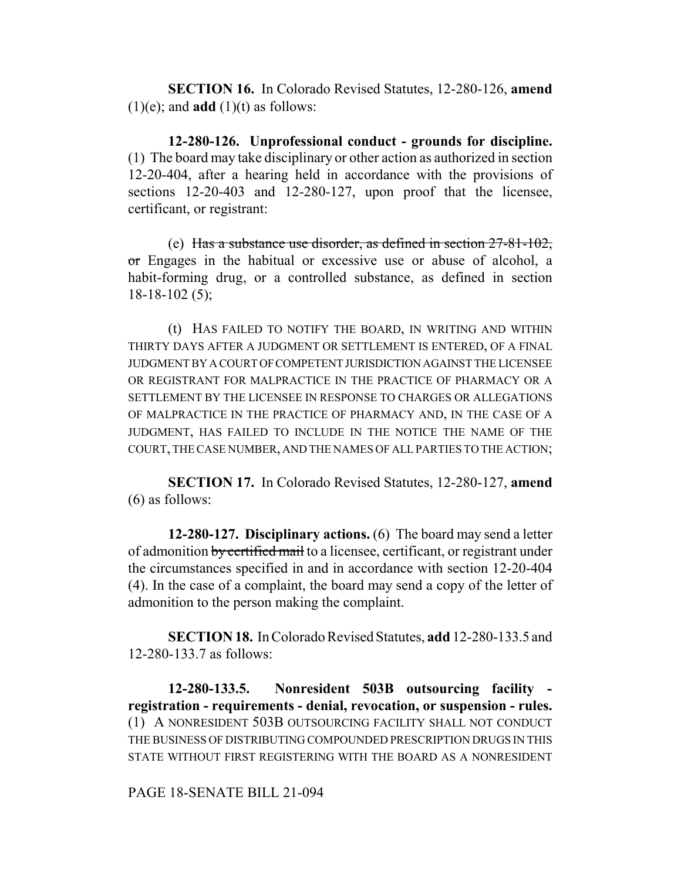**SECTION 16.** In Colorado Revised Statutes, 12-280-126, **amend** (1)(e); and **add** (1)(t) as follows:

**12-280-126. Unprofessional conduct - grounds for discipline.** (1) The board may take disciplinary or other action as authorized in section 12-20-404, after a hearing held in accordance with the provisions of sections 12-20-403 and 12-280-127, upon proof that the licensee, certificant, or registrant:

(e) ~~Has a substance use disorder, as defined in section 27-81-102, or~~ Engages in the habitual or excessive use or abuse of alcohol, a habit-forming drug, or a controlled substance, as defined in section 18-18-102 (5);

(t) HAS FAILED TO NOTIFY THE BOARD, IN WRITING AND WITHIN THIRTY DAYS AFTER A JUDGMENT OR SETTLEMENT IS ENTERED, OF A FINAL JUDGMENT BY A COURT OF COMPETENT JURISDICTION AGAINST THE LICENSEE OR REGISTRANT FOR MALPRACTICE IN THE PRACTICE OF PHARMACY OR A SETTLEMENT BY THE LICENSEE IN RESPONSE TO CHARGES OR ALLEGATIONS OF MALPRACTICE IN THE PRACTICE OF PHARMACY AND, IN THE CASE OF A JUDGMENT, HAS FAILED TO INCLUDE IN THE NOTICE THE NAME OF THE COURT, THE CASE NUMBER, AND THE NAMES OF ALL PARTIES TO THE ACTION;

**SECTION 17.** In Colorado Revised Statutes, 12-280-127, **amend** (6) as follows:

**12-280-127. Disciplinary actions.** (6) The board may send a letter of admonition ~~by certified mail~~ to a licensee, certificant, or registrant under the circumstances specified in and in accordance with section 12-20-404 (4). In the case of a complaint, the board may send a copy of the letter of admonition to the person making the complaint.

**SECTION 18.** In Colorado Revised Statutes, **add** 12-280-133.5 and 12-280-133.7 as follows:

**12-280-133.5. Nonresident 503B outsourcing facility - registration - requirements - denial, revocation, or suspension - rules.** (1) A NONRESIDENT 503B OUTSOURCING FACILITY SHALL NOT CONDUCT THE BUSINESS OF DISTRIBUTING COMPOUNDED PRESCRIPTION DRUGS IN THIS STATE WITHOUT FIRST REGISTERING WITH THE BOARD AS A NONRESIDENT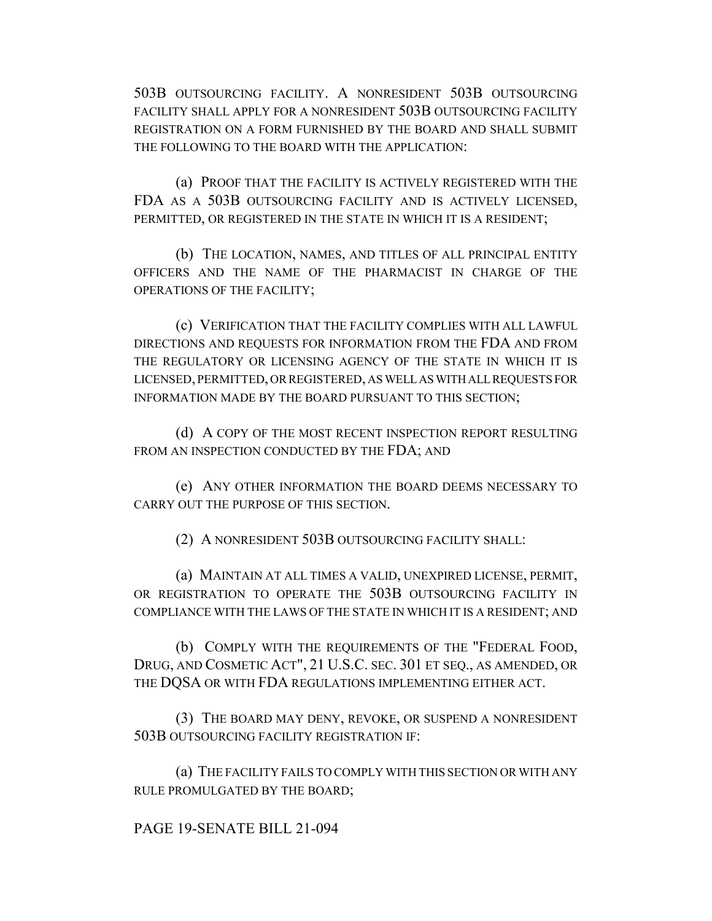503B OUTSOURCING FACILITY. A NONRESIDENT 503B OUTSOURCING FACILITY SHALL APPLY FOR A NONRESIDENT 503B OUTSOURCING FACILITY REGISTRATION ON A FORM FURNISHED BY THE BOARD AND SHALL SUBMIT THE FOLLOWING TO THE BOARD WITH THE APPLICATION:

(a) PROOF THAT THE FACILITY IS ACTIVELY REGISTERED WITH THE FDA AS A 503B OUTSOURCING FACILITY AND IS ACTIVELY LICENSED, PERMITTED, OR REGISTERED IN THE STATE IN WHICH IT IS A RESIDENT;

(b) THE LOCATION, NAMES, AND TITLES OF ALL PRINCIPAL ENTITY OFFICERS AND THE NAME OF THE PHARMACIST IN CHARGE OF THE OPERATIONS OF THE FACILITY;

(c) VERIFICATION THAT THE FACILITY COMPLIES WITH ALL LAWFUL DIRECTIONS AND REQUESTS FOR INFORMATION FROM THE FDA AND FROM THE REGULATORY OR LICENSING AGENCY OF THE STATE IN WHICH IT IS LICENSED, PERMITTED, OR REGISTERED, AS WELL AS WITH ALL REQUESTS FOR INFORMATION MADE BY THE BOARD PURSUANT TO THIS SECTION;

(d) A COPY OF THE MOST RECENT INSPECTION REPORT RESULTING FROM AN INSPECTION CONDUCTED BY THE FDA; AND

(e) ANY OTHER INFORMATION THE BOARD DEEMS NECESSARY TO CARRY OUT THE PURPOSE OF THIS SECTION.

(2) A NONRESIDENT 503B OUTSOURCING FACILITY SHALL:

(a) MAINTAIN AT ALL TIMES A VALID, UNEXPIRED LICENSE, PERMIT, OR REGISTRATION TO OPERATE THE 503B OUTSOURCING FACILITY IN COMPLIANCE WITH THE LAWS OF THE STATE IN WHICH IT IS A RESIDENT; AND

(b) COMPLY WITH THE REQUIREMENTS OF THE "FEDERAL FOOD, DRUG, AND COSMETIC ACT", 21 U.S.C. SEC. 301 ET SEQ., AS AMENDED, OR THE DQSA OR WITH FDA REGULATIONS IMPLEMENTING EITHER ACT.

(3) THE BOARD MAY DENY, REVOKE, OR SUSPEND A NONRESIDENT 503B OUTSOURCING FACILITY REGISTRATION IF:

(a) THE FACILITY FAILS TO COMPLY WITH THIS SECTION OR WITH ANY RULE PROMULGATED BY THE BOARD;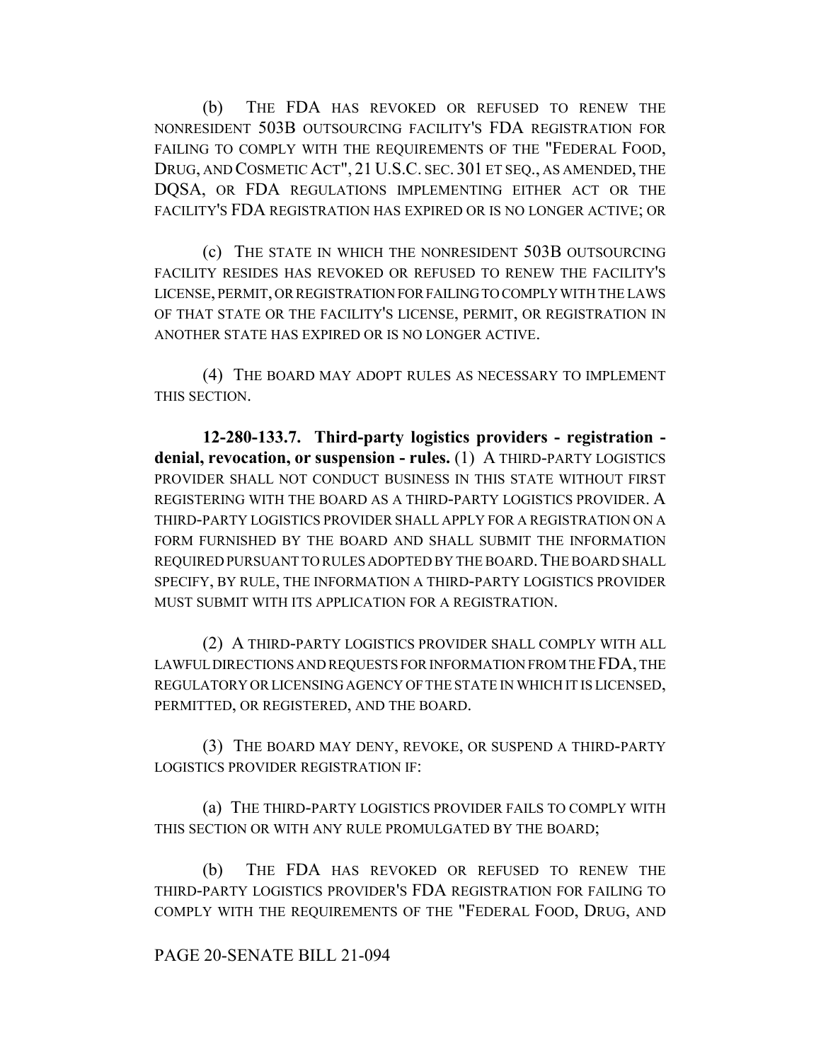(b) THE FDA HAS REVOKED OR REFUSED TO RENEW THE NONRESIDENT 503B OUTSOURCING FACILITY'S FDA REGISTRATION FOR FAILING TO COMPLY WITH THE REQUIREMENTS OF THE "FEDERAL FOOD, DRUG, AND COSMETIC ACT", 21 U.S.C. SEC. 301 ET SEQ., AS AMENDED, THE DQSA, OR FDA REGULATIONS IMPLEMENTING EITHER ACT OR THE FACILITY'S FDA REGISTRATION HAS EXPIRED OR IS NO LONGER ACTIVE; OR

(c) THE STATE IN WHICH THE NONRESIDENT 503B OUTSOURCING FACILITY RESIDES HAS REVOKED OR REFUSED TO RENEW THE FACILITY'S LICENSE, PERMIT, OR REGISTRATION FOR FAILING TO COMPLY WITH THE LAWS OF THAT STATE OR THE FACILITY'S LICENSE, PERMIT, OR REGISTRATION IN ANOTHER STATE HAS EXPIRED OR IS NO LONGER ACTIVE.

(4) THE BOARD MAY ADOPT RULES AS NECESSARY TO IMPLEMENT THIS SECTION.

**12-280-133.7. Third-party logistics providers - registration - denial, revocation, or suspension - rules.** (1) A THIRD-PARTY LOGISTICS PROVIDER SHALL NOT CONDUCT BUSINESS IN THIS STATE WITHOUT FIRST REGISTERING WITH THE BOARD AS A THIRD-PARTY LOGISTICS PROVIDER. A THIRD-PARTY LOGISTICS PROVIDER SHALL APPLY FOR A REGISTRATION ON A FORM FURNISHED BY THE BOARD AND SHALL SUBMIT THE INFORMATION REQUIRED PURSUANT TO RULES ADOPTED BY THE BOARD. THE BOARD SHALL SPECIFY, BY RULE, THE INFORMATION A THIRD-PARTY LOGISTICS PROVIDER MUST SUBMIT WITH ITS APPLICATION FOR A REGISTRATION.

(2) A THIRD-PARTY LOGISTICS PROVIDER SHALL COMPLY WITH ALL LAWFUL DIRECTIONS AND REQUESTS FOR INFORMATION FROM THE FDA, THE REGULATORY OR LICENSING AGENCY OF THE STATE IN WHICH IT IS LICENSED, PERMITTED, OR REGISTERED, AND THE BOARD.

(3) THE BOARD MAY DENY, REVOKE, OR SUSPEND A THIRD-PARTY LOGISTICS PROVIDER REGISTRATION IF:

(a) THE THIRD-PARTY LOGISTICS PROVIDER FAILS TO COMPLY WITH THIS SECTION OR WITH ANY RULE PROMULGATED BY THE BOARD;

(b) THE FDA HAS REVOKED OR REFUSED TO RENEW THE THIRD-PARTY LOGISTICS PROVIDER'S FDA REGISTRATION FOR FAILING TO COMPLY WITH THE REQUIREMENTS OF THE "FEDERAL FOOD, DRUG, AND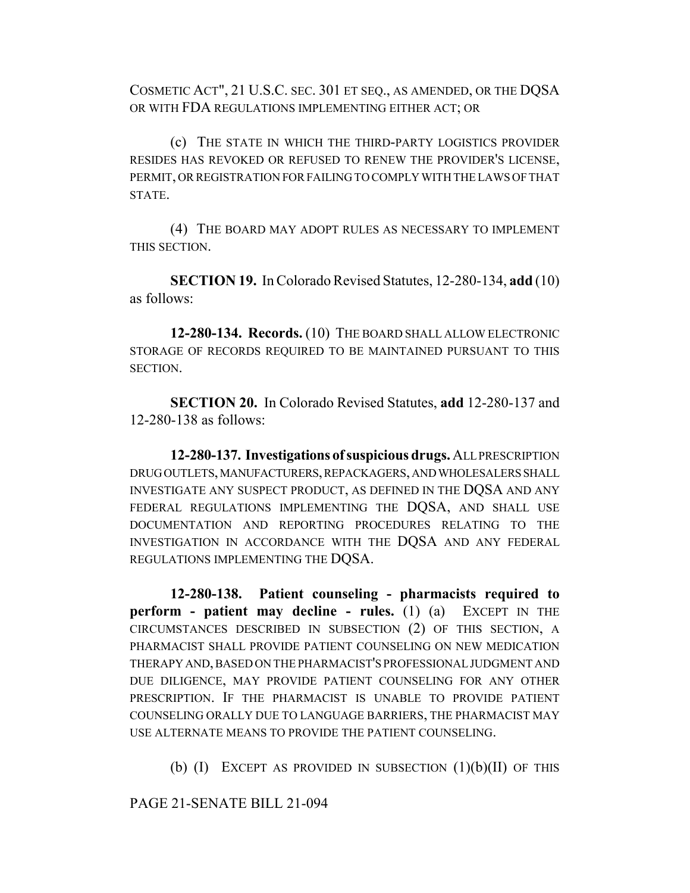COSMETIC ACT", 21 U.S.C. SEC. 301 ET SEQ., AS AMENDED, OR THE DQSA OR WITH FDA REGULATIONS IMPLEMENTING EITHER ACT; OR

(c) THE STATE IN WHICH THE THIRD-PARTY LOGISTICS PROVIDER RESIDES HAS REVOKED OR REFUSED TO RENEW THE PROVIDER'S LICENSE, PERMIT, OR REGISTRATION FOR FAILING TO COMPLY WITH THE LAWS OF THAT STATE.

(4) THE BOARD MAY ADOPT RULES AS NECESSARY TO IMPLEMENT THIS SECTION.

**SECTION 19.** In Colorado Revised Statutes, 12-280-134, **add** (10) as follows:

**12-280-134. Records.** (10) THE BOARD SHALL ALLOW ELECTRONIC STORAGE OF RECORDS REQUIRED TO BE MAINTAINED PURSUANT TO THIS SECTION.

**SECTION 20.** In Colorado Revised Statutes, **add** 12-280-137 and 12-280-138 as follows:

**12-280-137. Investigations of suspicious drugs.** ALL PRESCRIPTION DRUG OUTLETS, MANUFACTURERS, REPACKAGERS, AND WHOLESALERS SHALL INVESTIGATE ANY SUSPECT PRODUCT, AS DEFINED IN THE DQSA AND ANY FEDERAL REGULATIONS IMPLEMENTING THE DQSA, AND SHALL USE DOCUMENTATION AND REPORTING PROCEDURES RELATING TO THE INVESTIGATION IN ACCORDANCE WITH THE DQSA AND ANY FEDERAL REGULATIONS IMPLEMENTING THE DQSA.

**12-280-138. Patient counseling - pharmacists required to perform - patient may decline - rules.** (1) (a) EXCEPT IN THE CIRCUMSTANCES DESCRIBED IN SUBSECTION (2) OF THIS SECTION, A PHARMACIST SHALL PROVIDE PATIENT COUNSELING ON NEW MEDICATION THERAPY AND, BASED ON THE PHARMACIST'S PROFESSIONAL JUDGMENT AND DUE DILIGENCE, MAY PROVIDE PATIENT COUNSELING FOR ANY OTHER PRESCRIPTION. IF THE PHARMACIST IS UNABLE TO PROVIDE PATIENT COUNSELING ORALLY DUE TO LANGUAGE BARRIERS, THE PHARMACIST MAY USE ALTERNATE MEANS TO PROVIDE THE PATIENT COUNSELING.

(b) (I) EXCEPT AS PROVIDED IN SUBSECTION (1)(b)(II) OF THIS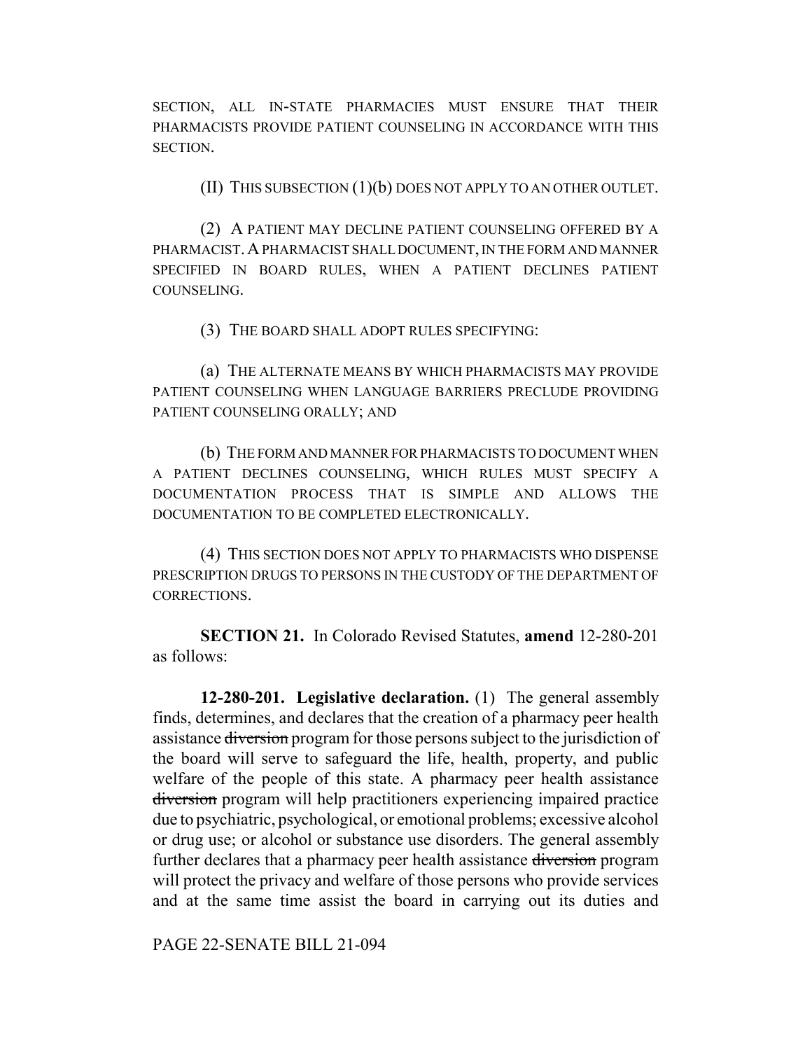SECTION, ALL IN-STATE PHARMACIES MUST ENSURE THAT THEIR PHARMACISTS PROVIDE PATIENT COUNSELING IN ACCORDANCE WITH THIS SECTION.

(II) THIS SUBSECTION (1)(b) DOES NOT APPLY TO AN OTHER OUTLET.

(2) A PATIENT MAY DECLINE PATIENT COUNSELING OFFERED BY A PHARMACIST. A PHARMACIST SHALL DOCUMENT, IN THE FORM AND MANNER SPECIFIED IN BOARD RULES, WHEN A PATIENT DECLINES PATIENT COUNSELING.

(3) THE BOARD SHALL ADOPT RULES SPECIFYING:

(a) THE ALTERNATE MEANS BY WHICH PHARMACISTS MAY PROVIDE PATIENT COUNSELING WHEN LANGUAGE BARRIERS PRECLUDE PROVIDING PATIENT COUNSELING ORALLY; AND

(b) THE FORM AND MANNER FOR PHARMACISTS TO DOCUMENT WHEN A PATIENT DECLINES COUNSELING, WHICH RULES MUST SPECIFY A DOCUMENTATION PROCESS THAT IS SIMPLE AND ALLOWS THE DOCUMENTATION TO BE COMPLETED ELECTRONICALLY.

(4) THIS SECTION DOES NOT APPLY TO PHARMACISTS WHO DISPENSE PRESCRIPTION DRUGS TO PERSONS IN THE CUSTODY OF THE DEPARTMENT OF CORRECTIONS.

**SECTION 21.** In Colorado Revised Statutes, **amend** 12-280-201 as follows:

**12-280-201. Legislative declaration.** (1) The general assembly finds, determines, and declares that the creation of a pharmacy peer health assistance ~~diversion~~ program for those persons subject to the jurisdiction of the board will serve to safeguard the life, health, property, and public welfare of the people of this state. A pharmacy peer health assistance ~~diversion~~ program will help practitioners experiencing impaired practice due to psychiatric, psychological, or emotional problems; excessive alcohol or drug use; or alcohol or substance use disorders. The general assembly further declares that a pharmacy peer health assistance ~~diversion~~ program will protect the privacy and welfare of those persons who provide services and at the same time assist the board in carrying out its duties and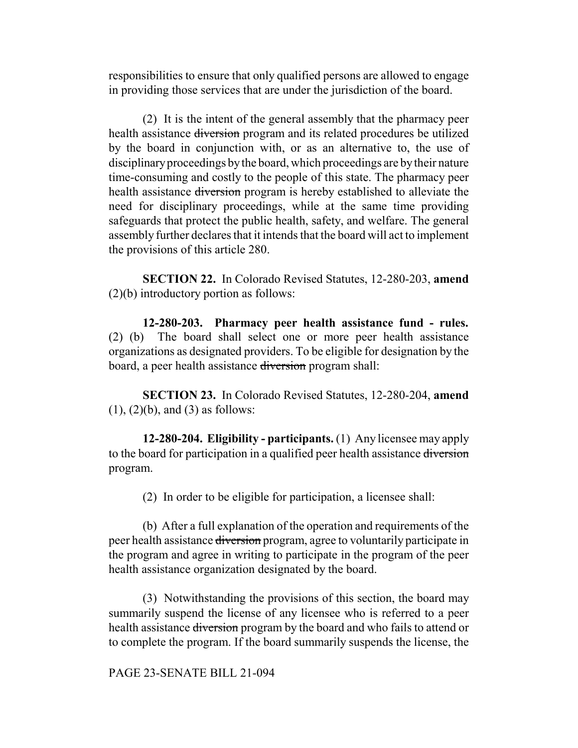responsibilities to ensure that only qualified persons are allowed to engage in providing those services that are under the jurisdiction of the board.

(2) It is the intent of the general assembly that the pharmacy peer health assistance ~~diversion~~ program and its related procedures be utilized by the board in conjunction with, or as an alternative to, the use of disciplinary proceedings by the board, which proceedings are by their nature time-consuming and costly to the people of this state. The pharmacy peer health assistance ~~diversion~~ program is hereby established to alleviate the need for disciplinary proceedings, while at the same time providing safeguards that protect the public health, safety, and welfare. The general assembly further declares that it intends that the board will act to implement the provisions of this article 280.

**SECTION 22.** In Colorado Revised Statutes, 12-280-203, **amend** (2)(b) introductory portion as follows:

**12-280-203. Pharmacy peer health assistance fund - rules.** (2) (b) The board shall select one or more peer health assistance organizations as designated providers. To be eligible for designation by the board, a peer health assistance ~~diversion~~ program shall:

**SECTION 23.** In Colorado Revised Statutes, 12-280-204, **amend** (1), (2)(b), and (3) as follows:

**12-280-204. Eligibility - participants.** (1) Any licensee may apply to the board for participation in a qualified peer health assistance ~~diversion~~ program.

(2) In order to be eligible for participation, a licensee shall:

(b) After a full explanation of the operation and requirements of the peer health assistance ~~diversion~~ program, agree to voluntarily participate in the program and agree in writing to participate in the program of the peer health assistance organization designated by the board.

(3) Notwithstanding the provisions of this section, the board may summarily suspend the license of any licensee who is referred to a peer health assistance ~~diversion~~ program by the board and who fails to attend or to complete the program. If the board summarily suspends the license, the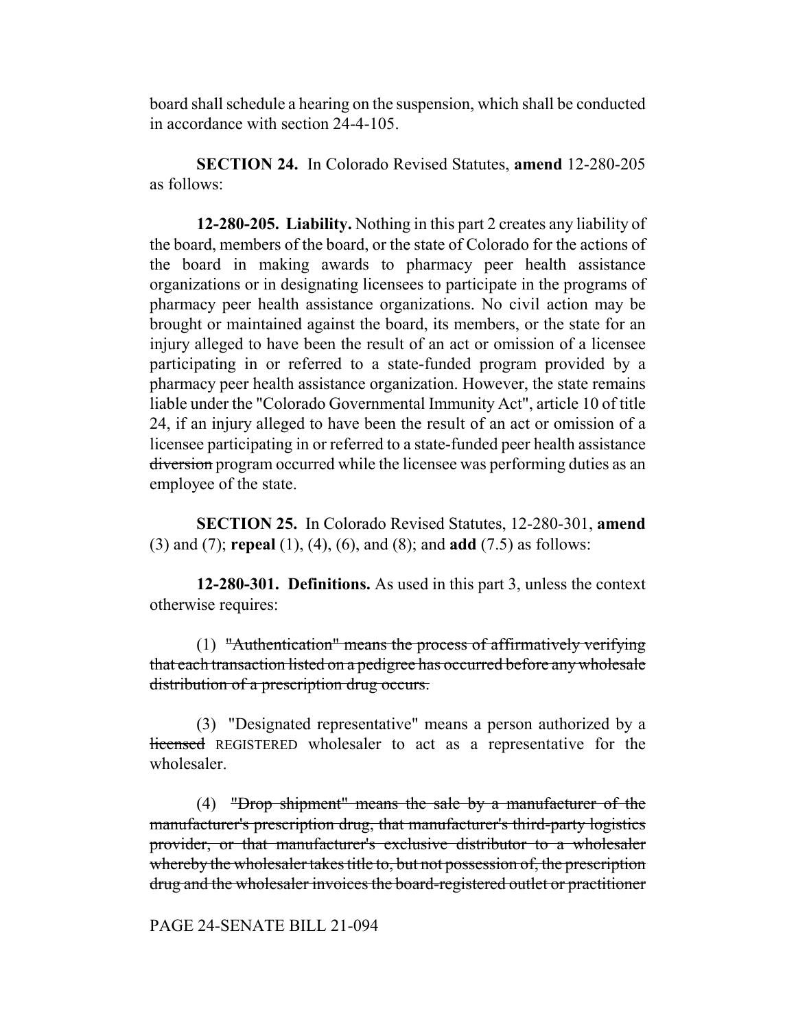board shall schedule a hearing on the suspension, which shall be conducted in accordance with section 24-4-105.

**SECTION 24.** In Colorado Revised Statutes, **amend** 12-280-205 as follows:

**12-280-205. Liability.** Nothing in this part 2 creates any liability of the board, members of the board, or the state of Colorado for the actions of the board in making awards to pharmacy peer health assistance organizations or in designating licensees to participate in the programs of pharmacy peer health assistance organizations. No civil action may be brought or maintained against the board, its members, or the state for an injury alleged to have been the result of an act or omission of a licensee participating in or referred to a state-funded program provided by a pharmacy peer health assistance organization. However, the state remains liable under the "Colorado Governmental Immunity Act", article 10 of title 24, if an injury alleged to have been the result of an act or omission of a licensee participating in or referred to a state-funded peer health assistance ~~diversion~~ program occurred while the licensee was performing duties as an employee of the state.

**SECTION 25.** In Colorado Revised Statutes, 12-280-301, **amend** (3) and (7); **repeal** (1), (4), (6), and (8); and **add** (7.5) as follows:

**12-280-301. Definitions.** As used in this part 3, unless the context otherwise requires:

(1) ~~"Authentication" means the process of affirmatively verifying that each transaction listed on a pedigree has occurred before any wholesale distribution of a prescription drug occurs.~~

(3) "Designated representative" means a person authorized by a ~~licensed~~ REGISTERED wholesaler to act as a representative for the wholesaler.

(4) ~~"Drop shipment" means the sale by a manufacturer of the manufacturer's prescription drug, that manufacturer's third-party logistics provider, or that manufacturer's exclusive distributor to a wholesaler whereby the wholesaler takes title to, but not possession of, the prescription drug and the wholesaler invoices the board-registered outlet or practitioner~~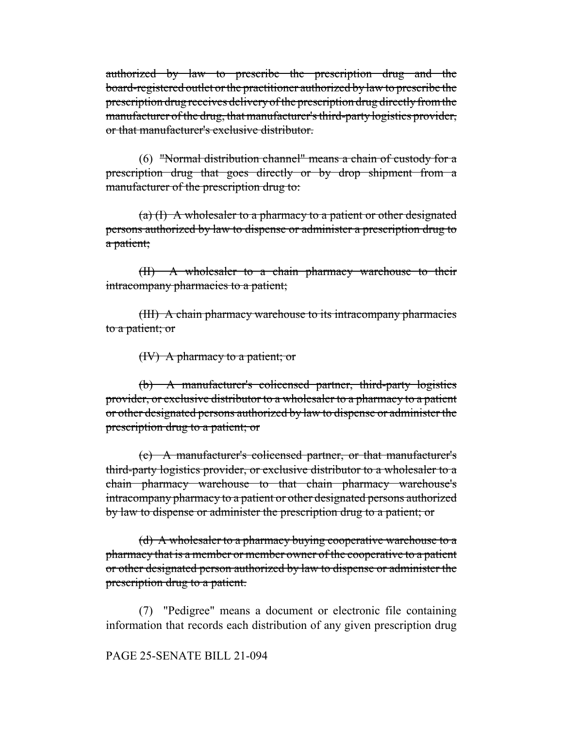~~authorized by law to prescribe the prescription drug and the board-registered outlet or the practitioner authorized by law to prescribe the prescription drug receives delivery of the prescription drug directly from the manufacturer of the drug, that manufacturer's third-party logistics provider, or that manufacturer's exclusive distributor.~~

(6) ~~"Normal distribution channel" means a chain of custody for a prescription drug that goes directly or by drop shipment from a manufacturer of the prescription drug to:~~

~~(a) (I) A wholesaler to a pharmacy to a patient or other designated persons authorized by law to dispense or administer a prescription drug to a patient;~~

~~(II) A wholesaler to a chain pharmacy warehouse to their intracompany pharmacies to a patient;~~

~~(III) A chain pharmacy warehouse to its intracompany pharmacies to a patient; or~~

~~(IV) A pharmacy to a patient; or~~

~~(b) A manufacturer's colicensed partner, third-party logistics provider, or exclusive distributor to a wholesaler to a pharmacy to a patient or other designated persons authorized by law to dispense or administer the prescription drug to a patient; or~~

~~(c) A manufacturer's colicensed partner, or that manufacturer's third-party logistics provider, or exclusive distributor to a wholesaler to a chain pharmacy warehouse to that chain pharmacy warehouse's intracompany pharmacy to a patient or other designated persons authorized by law to dispense or administer the prescription drug to a patient; or~~

~~(d) A wholesaler to a pharmacy buying cooperative warehouse to a pharmacy that is a member or member owner of the cooperative to a patient or other designated person authorized by law to dispense or administer the prescription drug to a patient.~~

(7) "Pedigree" means a document or electronic file containing information that records each distribution of any given prescription drug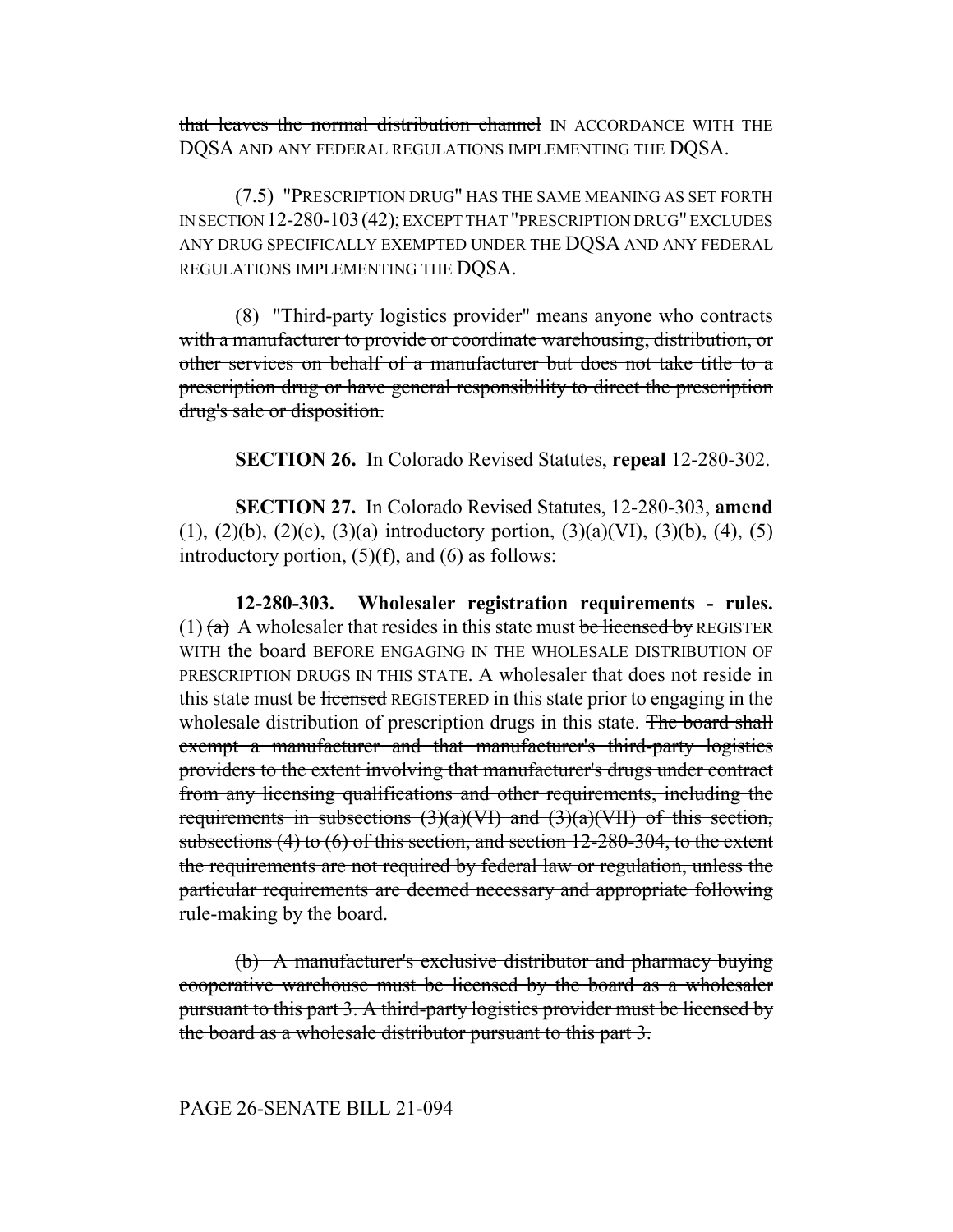~~that leaves the normal distribution channel~~ IN ACCORDANCE WITH THE DQSA AND ANY FEDERAL REGULATIONS IMPLEMENTING THE DQSA.

(7.5) "PRESCRIPTION DRUG" HAS THE SAME MEANING AS SET FORTH IN SECTION 12-280-103 (42); EXCEPT THAT "PRESCRIPTION DRUG" EXCLUDES ANY DRUG SPECIFICALLY EXEMPTED UNDER THE DQSA AND ANY FEDERAL REGULATIONS IMPLEMENTING THE DQSA.

(8) ~~"Third-party logistics provider" means anyone who contracts with a manufacturer to provide or coordinate warehousing, distribution, or other services on behalf of a manufacturer but does not take title to a prescription drug or have general responsibility to direct the prescription drug's sale or disposition.~~

**SECTION 26.** In Colorado Revised Statutes, **repeal** 12-280-302.

**SECTION 27.** In Colorado Revised Statutes, 12-280-303, **amend** (1), (2)(b), (2)(c), (3)(a) introductory portion, (3)(a)(VI), (3)(b), (4), (5) introductory portion, (5)(f), and (6) as follows:

**12-280-303. Wholesaler registration requirements - rules.** (1) ~~(a)~~ A wholesaler that resides in this state must ~~be licensed by~~ REGISTER WITH the board BEFORE ENGAGING IN THE WHOLESALE DISTRIBUTION OF PRESCRIPTION DRUGS IN THIS STATE. A wholesaler that does not reside in this state must be ~~licensed~~ REGISTERED in this state prior to engaging in the wholesale distribution of prescription drugs in this state. ~~The board shall exempt a manufacturer and that manufacturer's third-party logistics providers to the extent involving that manufacturer's drugs under contract from any licensing qualifications and other requirements, including the requirements in subsections (3)(a)(VI) and (3)(a)(VII) of this section, subsections (4) to (6) of this section, and section 12-280-304, to the extent the requirements are not required by federal law or regulation, unless the particular requirements are deemed necessary and appropriate following rule-making by the board.~~

~~(b) A manufacturer's exclusive distributor and pharmacy buying cooperative warehouse must be licensed by the board as a wholesaler pursuant to this part 3. A third-party logistics provider must be licensed by the board as a wholesale distributor pursuant to this part 3.~~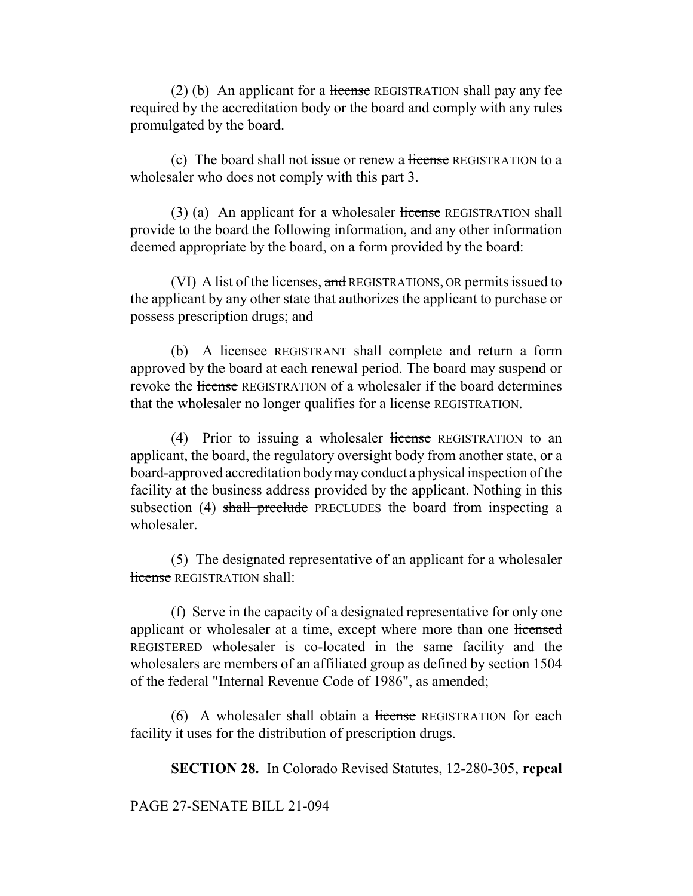(2) (b) An applicant for a ~~license~~ REGISTRATION shall pay any fee required by the accreditation body or the board and comply with any rules promulgated by the board.

(c) The board shall not issue or renew a ~~license~~ REGISTRATION to a wholesaler who does not comply with this part 3.

(3) (a) An applicant for a wholesaler ~~license~~ REGISTRATION shall provide to the board the following information, and any other information deemed appropriate by the board, on a form provided by the board:

(VI) A list of the licenses, ~~and~~ REGISTRATIONS, OR permits issued to the applicant by any other state that authorizes the applicant to purchase or possess prescription drugs; and

(b) A ~~licensee~~ REGISTRANT shall complete and return a form approved by the board at each renewal period. The board may suspend or revoke the ~~license~~ REGISTRATION of a wholesaler if the board determines that the wholesaler no longer qualifies for a ~~license~~ REGISTRATION.

(4) Prior to issuing a wholesaler ~~license~~ REGISTRATION to an applicant, the board, the regulatory oversight body from another state, or a board-approved accreditation body may conduct a physical inspection of the facility at the business address provided by the applicant. Nothing in this subsection (4) ~~shall preclude~~ PRECLUDES the board from inspecting a wholesaler.

(5) The designated representative of an applicant for a wholesaler ~~license~~ REGISTRATION shall:

(f) Serve in the capacity of a designated representative for only one applicant or wholesaler at a time, except where more than one ~~licensed~~ REGISTERED wholesaler is co-located in the same facility and the wholesalers are members of an affiliated group as defined by section 1504 of the federal "Internal Revenue Code of 1986", as amended;

(6) A wholesaler shall obtain a ~~license~~ REGISTRATION for each facility it uses for the distribution of prescription drugs.

**SECTION 28.** In Colorado Revised Statutes, 12-280-305, **repeal**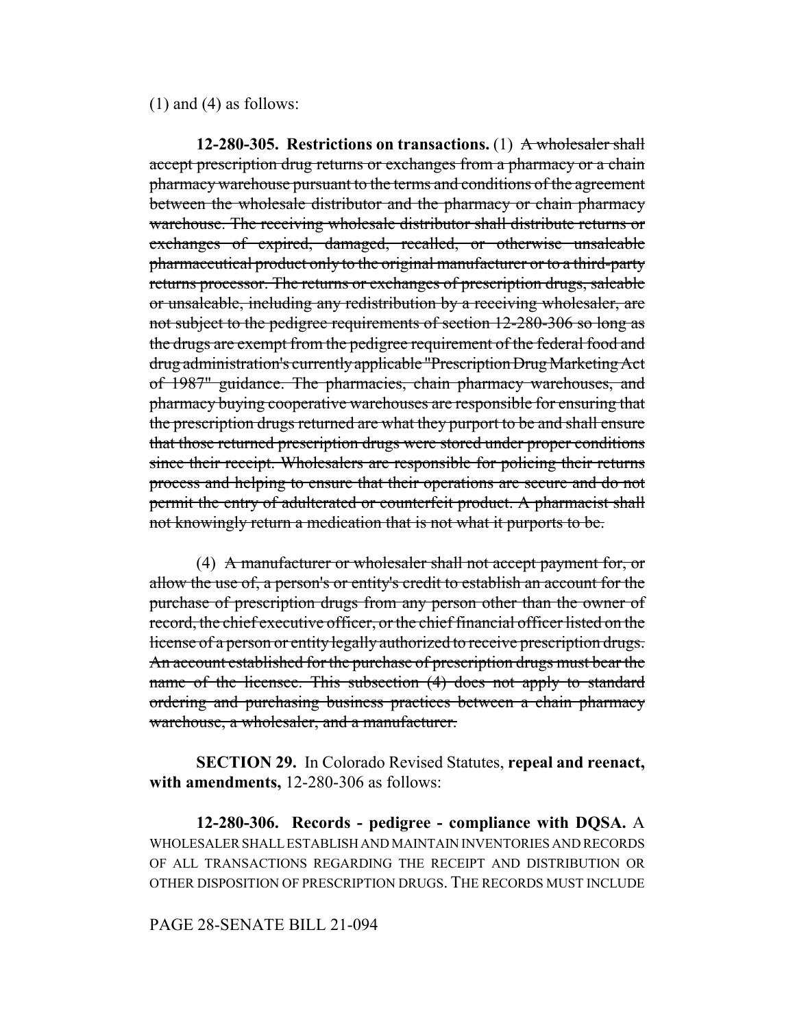(1) and (4) as follows:

**12-280-305. Restrictions on transactions.** (1) ~~A wholesaler shall accept prescription drug returns or exchanges from a pharmacy or a chain pharmacy warehouse pursuant to the terms and conditions of the agreement between the wholesale distributor and the pharmacy or chain pharmacy warehouse. The receiving wholesale distributor shall distribute returns or exchanges of expired, damaged, recalled, or otherwise unsaleable pharmaceutical product only to the original manufacturer or to a third-party returns processor. The returns or exchanges of prescription drugs, saleable or unsaleable, including any redistribution by a receiving wholesaler, are not subject to the pedigree requirements of section 12-280-306 so long as the drugs are exempt from the pedigree requirement of the federal food and drug administration's currently applicable "Prescription Drug Marketing Act of 1987" guidance. The pharmacies, chain pharmacy warehouses, and pharmacy buying cooperative warehouses are responsible for ensuring that the prescription drugs returned are what they purport to be and shall ensure that those returned prescription drugs were stored under proper conditions since their receipt. Wholesalers are responsible for policing their returns process and helping to ensure that their operations are secure and do not permit the entry of adulterated or counterfeit product. A pharmacist shall not knowingly return a medication that is not what it purports to be.~~

(4) ~~A manufacturer or wholesaler shall not accept payment for, or allow the use of, a person's or entity's credit to establish an account for the purchase of prescription drugs from any person other than the owner of record, the chief executive officer, or the chief financial officer listed on the license of a person or entity legally authorized to receive prescription drugs. An account established for the purchase of prescription drugs must bear the name of the licensee. This subsection (4) does not apply to standard ordering and purchasing business practices between a chain pharmacy warehouse, a wholesaler, and a manufacturer.~~

**SECTION 29.** In Colorado Revised Statutes, **repeal and reenact, with amendments,** 12-280-306 as follows:

**12-280-306. Records - pedigree - compliance with DQSA.** A WHOLESALER SHALL ESTABLISH AND MAINTAIN INVENTORIES AND RECORDS OF ALL TRANSACTIONS REGARDING THE RECEIPT AND DISTRIBUTION OR OTHER DISPOSITION OF PRESCRIPTION DRUGS. THE RECORDS MUST INCLUDE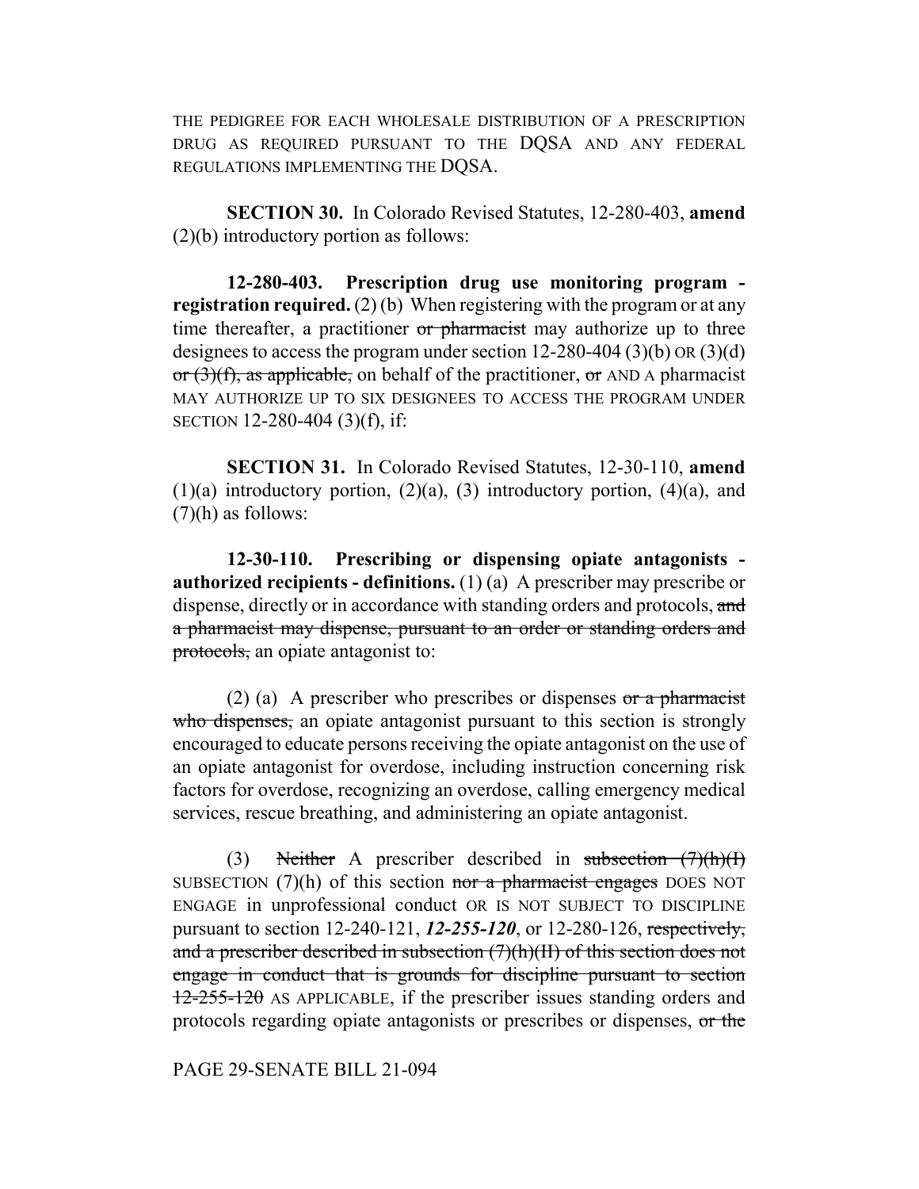THE PEDIGREE FOR EACH WHOLESALE DISTRIBUTION OF A PRESCRIPTION DRUG AS REQUIRED PURSUANT TO THE DQSA AND ANY FEDERAL REGULATIONS IMPLEMENTING THE DQSA.

**SECTION 30.** In Colorado Revised Statutes, 12-280-403, **amend** (2)(b) introductory portion as follows:

**12-280-403. Prescription drug use monitoring program - registration required.** (2) (b) When registering with the program or at any time thereafter, a practitioner ~~or pharmacist~~ may authorize up to three designees to access the program under section 12-280-404 (3)(b) OR (3)(d) ~~or (3)(f), as applicable,~~ on behalf of the practitioner, ~~or~~ AND A pharmacist MAY AUTHORIZE UP TO SIX DESIGNEES TO ACCESS THE PROGRAM UNDER SECTION 12-280-404 (3)(f), if:

**SECTION 31.** In Colorado Revised Statutes, 12-30-110, **amend** (1)(a) introductory portion, (2)(a), (3) introductory portion, (4)(a), and (7)(h) as follows:

**12-30-110. Prescribing or dispensing opiate antagonists - authorized recipients - definitions.** (1) (a) A prescriber may prescribe or dispense, directly or in accordance with standing orders and protocols, ~~and a pharmacist may dispense, pursuant to an order or standing orders and protocols,~~ an opiate antagonist to:

(2) (a) A prescriber who prescribes or dispenses ~~or a pharmacist who dispenses,~~ an opiate antagonist pursuant to this section is strongly encouraged to educate persons receiving the opiate antagonist on the use of an opiate antagonist for overdose, including instruction concerning risk factors for overdose, recognizing an overdose, calling emergency medical services, rescue breathing, and administering an opiate antagonist.

(3) ~~Neither~~ A prescriber described in ~~subsection (7)(h)(I)~~ SUBSECTION (7)(h) of this section ~~nor a pharmacist engages~~ DOES NOT ENGAGE in unprofessional conduct OR IS NOT SUBJECT TO DISCIPLINE pursuant to section 12-240-121, ***12-255-120***, or 12-280-126, ~~respectively, and a prescriber described in subsection (7)(h)(II) of this section does not engage in conduct that is grounds for discipline pursuant to section 12-255-120~~ AS APPLICABLE, if the prescriber issues standing orders and protocols regarding opiate antagonists or prescribes or dispenses, ~~or the~~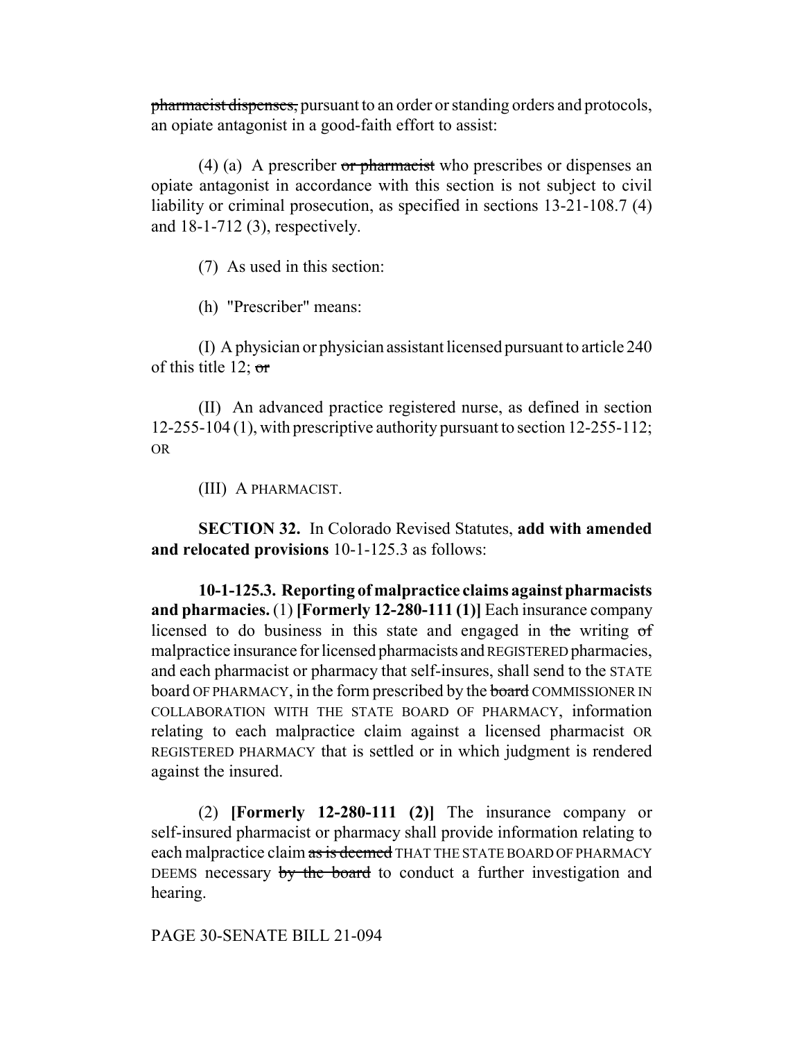~~pharmacist dispenses,~~ pursuant to an order or standing orders and protocols, an opiate antagonist in a good-faith effort to assist:

(4) (a) A prescriber ~~or pharmacist~~ who prescribes or dispenses an opiate antagonist in accordance with this section is not subject to civil liability or criminal prosecution, as specified in sections 13-21-108.7 (4) and 18-1-712 (3), respectively.

(7) As used in this section:

(h) "Prescriber" means:

(I) A physician or physician assistant licensed pursuant to article 240 of this title 12; ~~or~~

(II) An advanced practice registered nurse, as defined in section 12-255-104 (1), with prescriptive authority pursuant to section 12-255-112; OR

(III) A PHARMACIST.

**SECTION 32.** In Colorado Revised Statutes, **add with amended and relocated provisions** 10-1-125.3 as follows:

**10-1-125.3. Reporting of malpractice claims against pharmacists and pharmacies.** (1) **[Formerly 12-280-111 (1)]** Each insurance company licensed to do business in this state and engaged in ~~the~~ writing ~~of~~ malpractice insurance for licensed pharmacists and REGISTERED pharmacies, and each pharmacist or pharmacy that self-insures, shall send to the STATE board OF PHARMACY, in the form prescribed by the ~~board~~ COMMISSIONER IN COLLABORATION WITH THE STATE BOARD OF PHARMACY, information relating to each malpractice claim against a licensed pharmacist OR REGISTERED PHARMACY that is settled or in which judgment is rendered against the insured.

(2) **[Formerly 12-280-111 (2)]** The insurance company or self-insured pharmacist or pharmacy shall provide information relating to each malpractice claim ~~as is deemed~~ THAT THE STATE BOARD OF PHARMACY DEEMS necessary ~~by the board~~ to conduct a further investigation and hearing.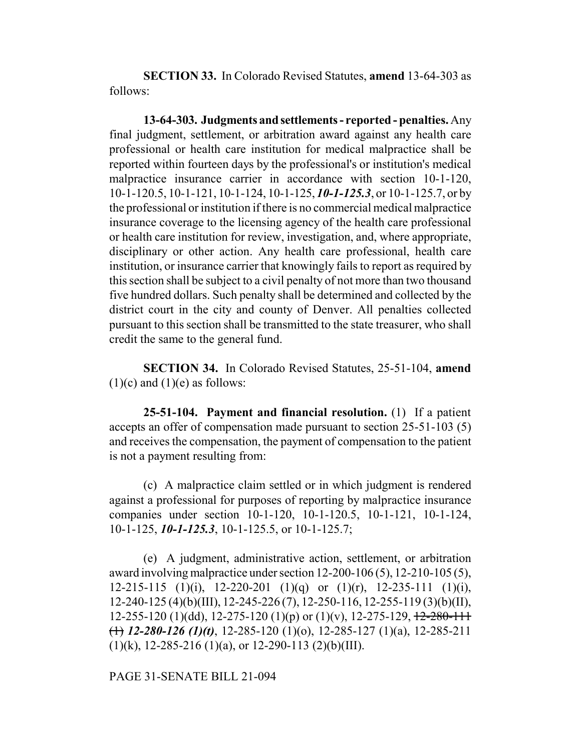**SECTION 33.** In Colorado Revised Statutes, **amend** 13-64-303 as follows:

**13-64-303. Judgments and settlements - reported - penalties.** Any final judgment, settlement, or arbitration award against any health care professional or health care institution for medical malpractice shall be reported within fourteen days by the professional's or institution's medical malpractice insurance carrier in accordance with section 10-1-120, 10-1-120.5, 10-1-121, 10-1-124, 10-1-125, ***10-1-125.3***, or 10-1-125.7, or by the professional or institution if there is no commercial medical malpractice insurance coverage to the licensing agency of the health care professional or health care institution for review, investigation, and, where appropriate, disciplinary or other action. Any health care professional, health care institution, or insurance carrier that knowingly fails to report as required by this section shall be subject to a civil penalty of not more than two thousand five hundred dollars. Such penalty shall be determined and collected by the district court in the city and county of Denver. All penalties collected pursuant to this section shall be transmitted to the state treasurer, who shall credit the same to the general fund.

**SECTION 34.** In Colorado Revised Statutes, 25-51-104, **amend** (1)(c) and (1)(e) as follows:

**25-51-104. Payment and financial resolution.** (1) If a patient accepts an offer of compensation made pursuant to section 25-51-103 (5) and receives the compensation, the payment of compensation to the patient is not a payment resulting from:

(c) A malpractice claim settled or in which judgment is rendered against a professional for purposes of reporting by malpractice insurance companies under section 10-1-120, 10-1-120.5, 10-1-121, 10-1-124, 10-1-125, ***10-1-125.3***, 10-1-125.5, or 10-1-125.7;

(e) A judgment, administrative action, settlement, or arbitration award involving malpractice under section 12-200-106 (5), 12-210-105 (5), 12-215-115 (1)(i), 12-220-201 (1)(q) or (1)(r), 12-235-111 (1)(i), 12-240-125 (4)(b)(III), 12-245-226 (7), 12-250-116, 12-255-119 (3)(b)(II), 12-255-120 (1)(dd), 12-275-120 (1)(p) or (1)(v), 12-275-129, ~~12-280-111 (1)~~ ***12-280-126 (1)(t)***, 12-285-120 (1)(o), 12-285-127 (1)(a), 12-285-211 (1)(k), 12-285-216 (1)(a), or 12-290-113 (2)(b)(III).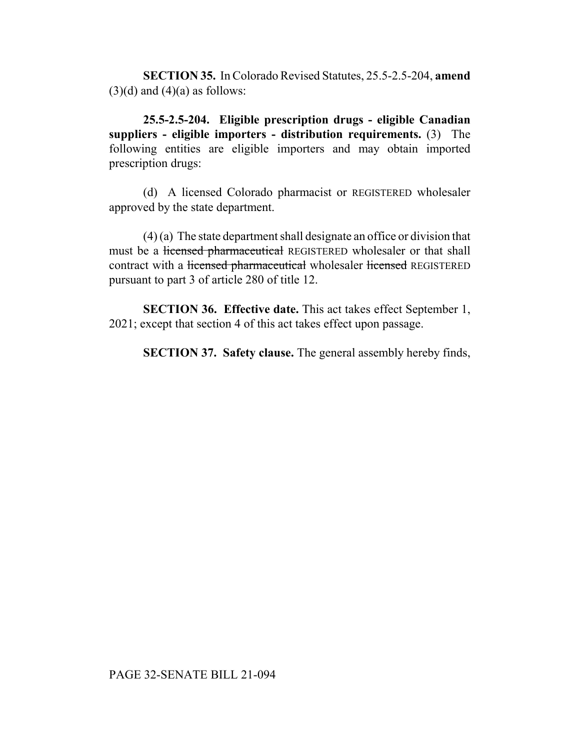**SECTION 35.** In Colorado Revised Statutes, 25.5-2.5-204, **amend** (3)(d) and (4)(a) as follows:

**25.5-2.5-204. Eligible prescription drugs - eligible Canadian suppliers - eligible importers - distribution requirements.** (3) The following entities are eligible importers and may obtain imported prescription drugs:

(d) A licensed Colorado pharmacist or REGISTERED wholesaler approved by the state department.

(4) (a) The state department shall designate an office or division that must be a ~~licensed pharmaceutical~~ REGISTERED wholesaler or that shall contract with a ~~licensed pharmaceutical~~ wholesaler ~~licensed~~ REGISTERED pursuant to part 3 of article 280 of title 12.

**SECTION 36. Effective date.** This act takes effect September 1, 2021; except that section 4 of this act takes effect upon passage.

**SECTION 37. Safety clause.** The general assembly hereby finds,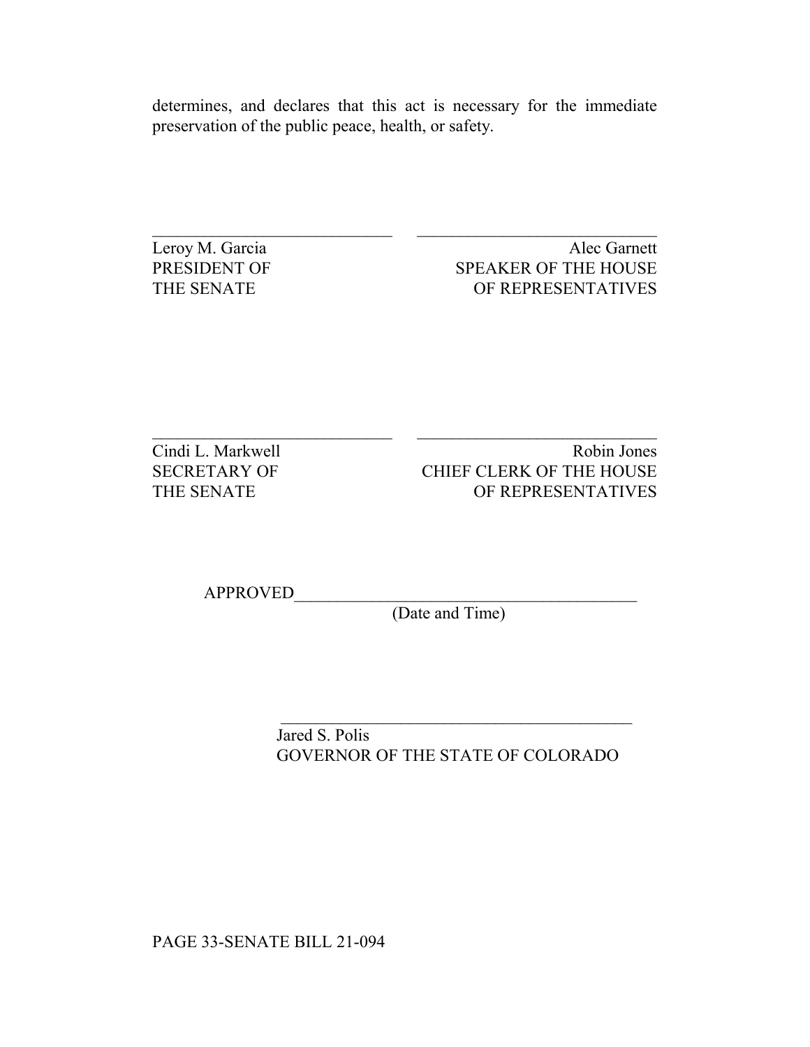determines, and declares that this act is necessary for the immediate preservation of the public peace, health, or safety.

____________________________ ____________________________

Leroy M. Garcia
PRESIDENT OF
THE SENATE

Alec Garnett
SPEAKER OF THE HOUSE
OF REPRESENTATIVES

____________________________ ____________________________

Cindi L. Markwell
SECRETARY OF
THE SENATE

Robin Jones
CHIEF CLERK OF THE HOUSE
OF REPRESENTATIVES

APPROVED________________________________________
(Date and Time)

_________________________________________

Jared S. Polis
GOVERNOR OF THE STATE OF COLORADO

PAGE 33-SENATE BILL 21-094